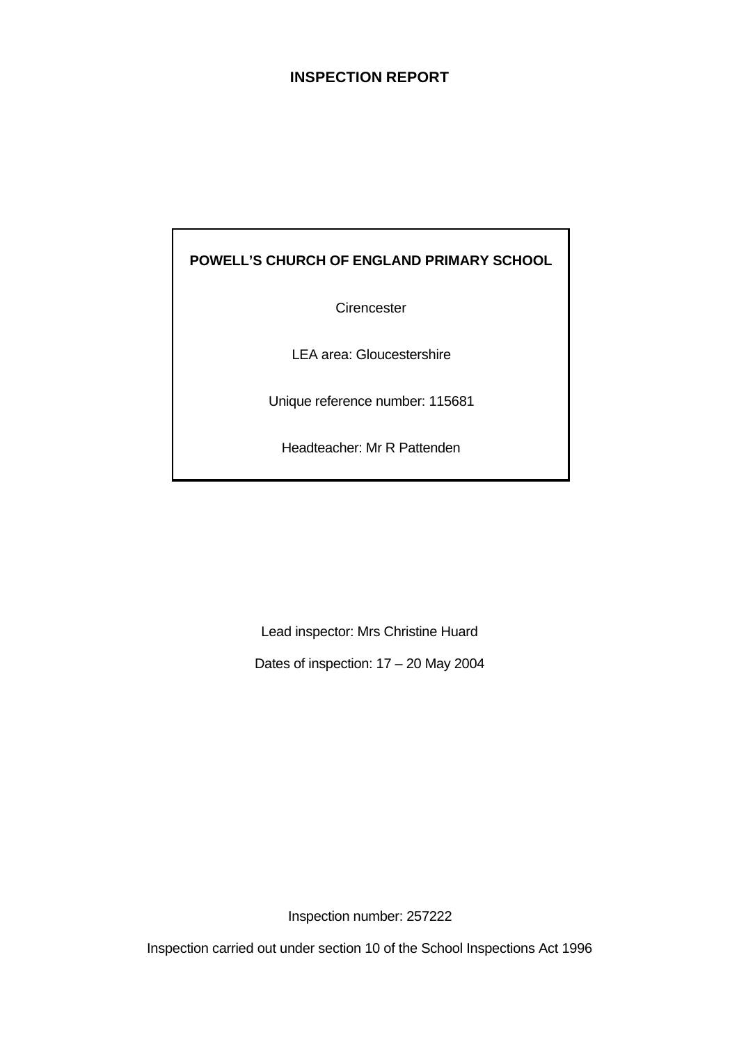# INSPECTION REPORT

**POWELL'S CHURCH OF ENGLAND PRIMARY SCHOOL**

Cirencester

LEA area: Gloucestershire

Unique reference number: 115681

Headteacher: Mr R Pattenden

Lead inspector: Mrs Christine Huard

Dates of inspection: 17 – 20 May 2004

Inspection number: 257222

Inspection carried out under section 10 of the School Inspections Act 1996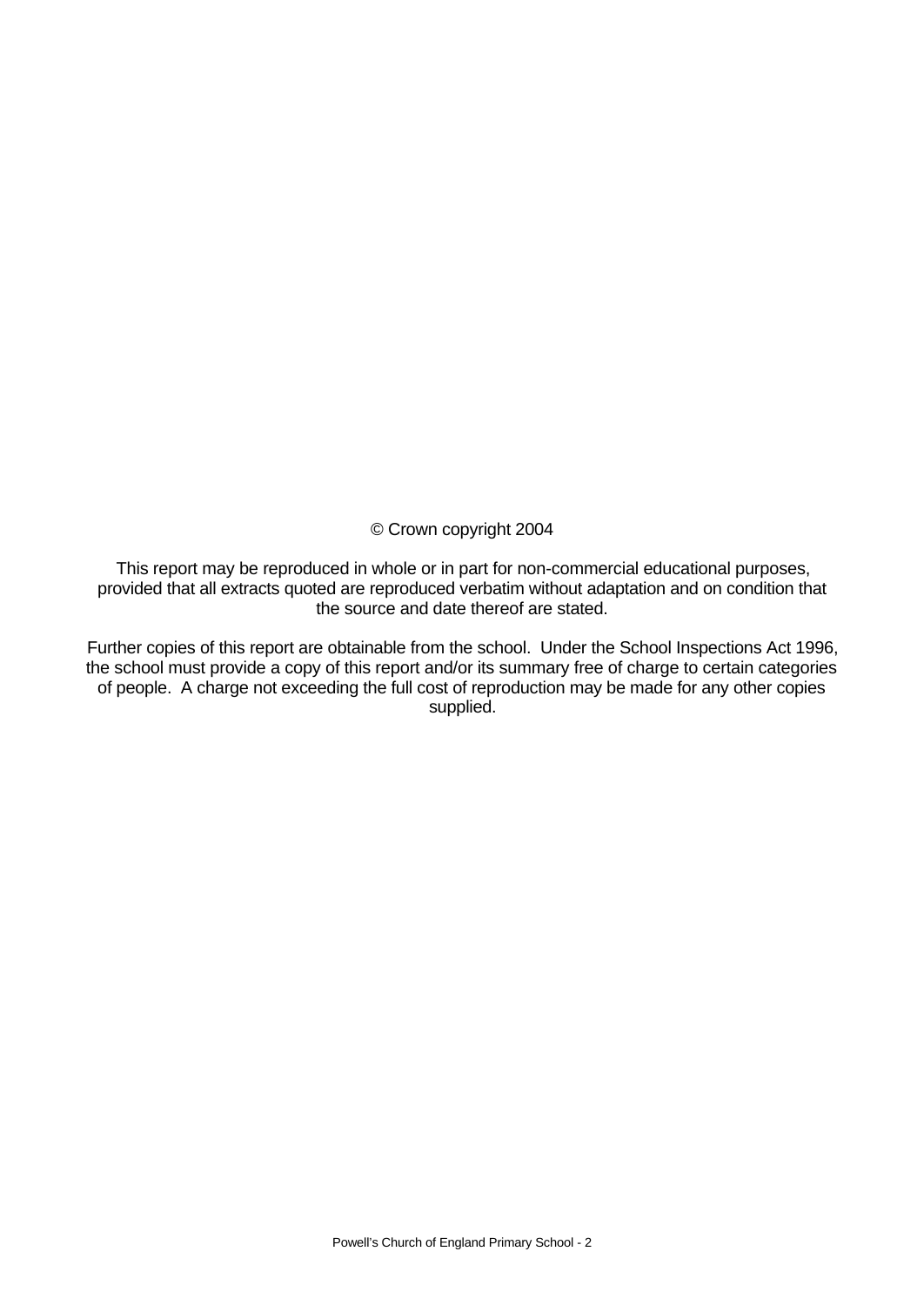© Crown copyright 2004

This report may be reproduced in whole or in part for non-commercial educational purposes, provided that all extracts quoted are reproduced verbatim without adaptation and on condition that the source and date thereof are stated.

Further copies of this report are obtainable from the school. Under the School Inspections Act 1996, the school must provide a copy of this report and/or its summary free of charge to certain categories of people. A charge not exceeding the full cost of reproduction may be made for any other copies supplied.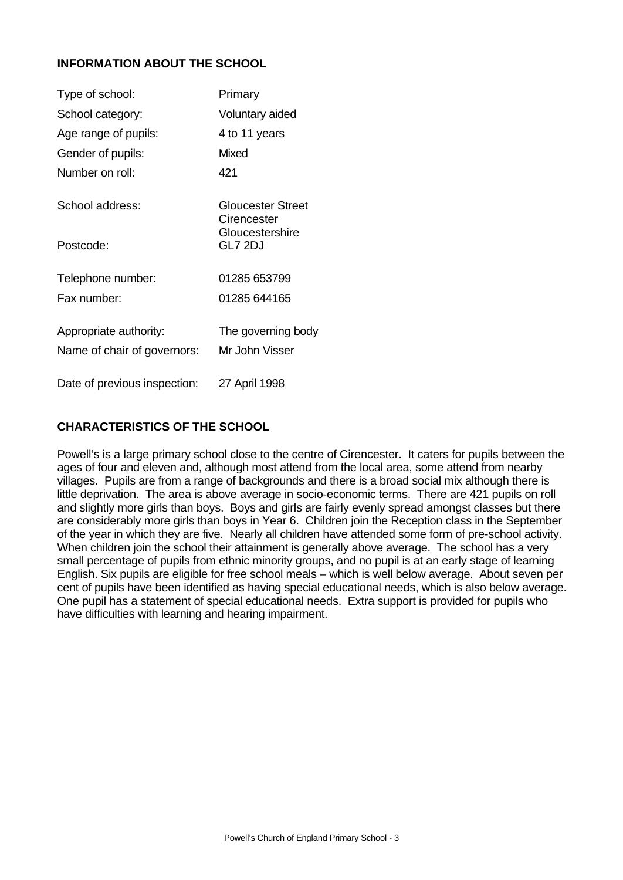## INFORMATION ABOUT THE SCHOOL

| | |
|---|---|
| Type of school: | Primary |
| School category: | Voluntary aided |
| Age range of pupils: | 4 to 11 years |
| Gender of pupils: | Mixed |
| Number on roll: | 421 |
| School address: | Gloucester Street<br>Cirencester<br>Gloucestershire |
| Postcode: | GL7 2DJ |
| Telephone number: | 01285 653799 |
| Fax number: | 01285 644165 |
| Appropriate authority: | The governing body |
| Name of chair of governors: | Mr John Visser |
| Date of previous inspection: | 27 April 1998 |

## CHARACTERISTICS OF THE SCHOOL

Powell's is a large primary school close to the centre of Cirencester. It caters for pupils between the ages of four and eleven and, although most attend from the local area, some attend from nearby villages. Pupils are from a range of backgrounds and there is a broad social mix although there is little deprivation. The area is above average in socio-economic terms. There are 421 pupils on roll and slightly more girls than boys. Boys and girls are fairly evenly spread amongst classes but there are considerably more girls than boys in Year 6. Children join the Reception class in the September of the year in which they are five. Nearly all children have attended some form of pre-school activity. When children join the school their attainment is generally above average. The school has a very small percentage of pupils from ethnic minority groups, and no pupil is at an early stage of learning English. Six pupils are eligible for free school meals – which is well below average. About seven per cent of pupils have been identified as having special educational needs, which is also below average. One pupil has a statement of special educational needs. Extra support is provided for pupils who have difficulties with learning and hearing impairment.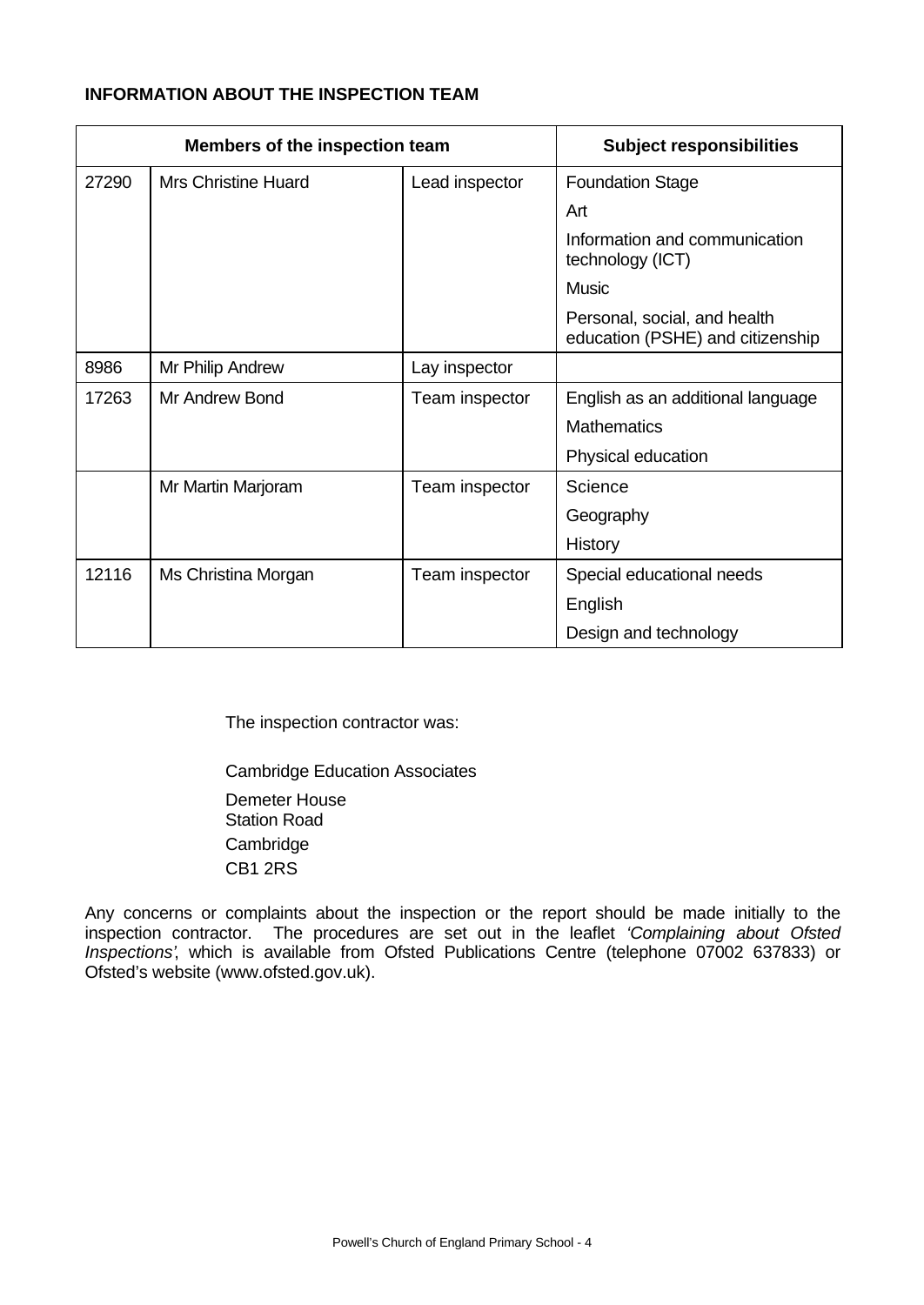**INFORMATION ABOUT THE INSPECTION TEAM**

| Members of the inspection team | | | Subject responsibilities |
|---|---|---|---|
| 27290 | Mrs Christine Huard | Lead inspector | Foundation Stage |
| | | | Art |
| | | | Information and communication technology (ICT) |
| | | | Music |
| | | | Personal, social, and health education (PSHE) and citizenship |
| 8986 | Mr Philip Andrew | Lay inspector | |
| 17263 | Mr Andrew Bond | Team inspector | English as an additional language |
| | | | Mathematics |
| | | | Physical education |
| | Mr Martin Marjoram | Team inspector | Science |
| | | | Geography |
| | | | History |
| 12116 | Ms Christina Morgan | Team inspector | Special educational needs |
| | | | English |
| | | | Design and technology |

The inspection contractor was:

Cambridge Education Associates

Demeter House
Station Road
Cambridge
CB1 2RS

Any concerns or complaints about the inspection or the report should be made initially to the inspection contractor. The procedures are set out in the leaflet *'Complaining about Ofsted Inspections'*, which is available from Ofsted Publications Centre (telephone 07002 637833) or Ofsted's website (www.ofsted.gov.uk).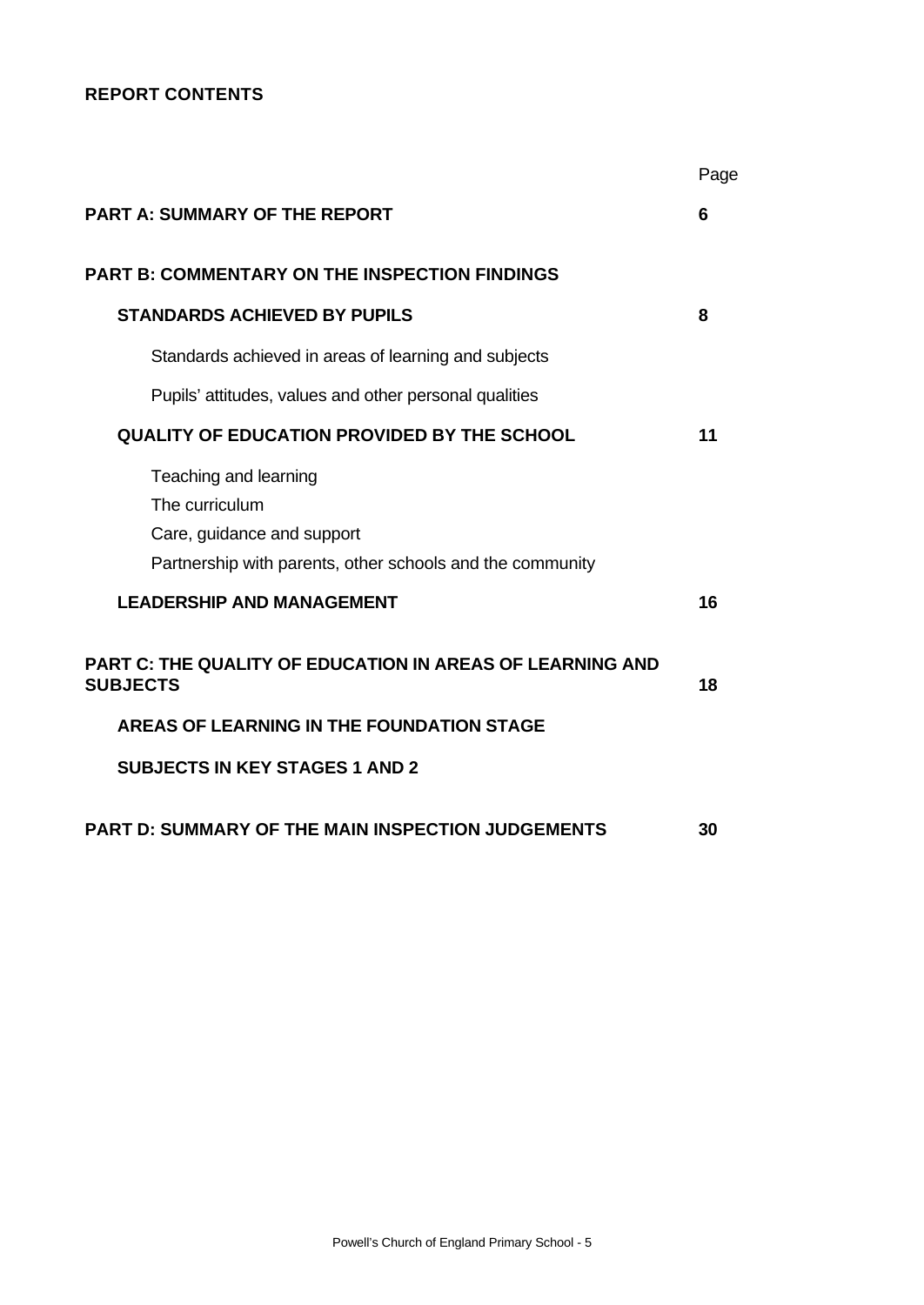**REPORT CONTENTS**

| | Page |
|---|---|
| **PART A: SUMMARY OF THE REPORT** | **6** |
| **PART B: COMMENTARY ON THE INSPECTION FINDINGS** | |
| **STANDARDS ACHIEVED BY PUPILS** | **8** |
| Standards achieved in areas of learning and subjects | |
| Pupils' attitudes, values and other personal qualities | |
| **QUALITY OF EDUCATION PROVIDED BY THE SCHOOL** | **11** |
| Teaching and learning | |
| The curriculum | |
| Care, guidance and support | |
| Partnership with parents, other schools and the community | |
| **LEADERSHIP AND MANAGEMENT** | **16** |
| **PART C: THE QUALITY OF EDUCATION IN AREAS OF LEARNING AND SUBJECTS** | **18** |
| **AREAS OF LEARNING IN THE FOUNDATION STAGE** | |
| **SUBJECTS IN KEY STAGES 1 AND 2** | |
| **PART D: SUMMARY OF THE MAIN INSPECTION JUDGEMENTS** | **30** |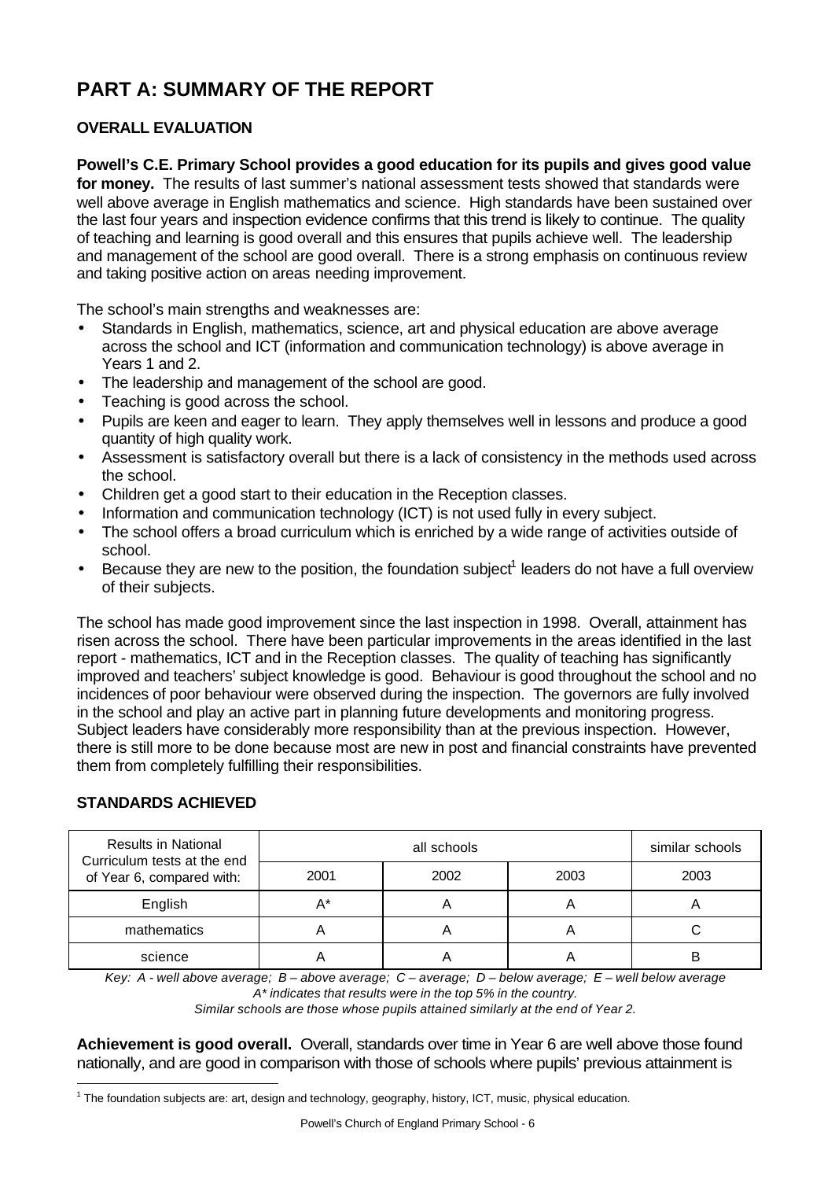# PART A: SUMMARY OF THE REPORT

## OVERALL EVALUATION

**Powell's C.E. Primary School provides a good education for its pupils and gives good value for money.** The results of last summer's national assessment tests showed that standards were well above average in English mathematics and science. High standards have been sustained over the last four years and inspection evidence confirms that this trend is likely to continue. The quality of teaching and learning is good overall and this ensures that pupils achieve well. The leadership and management of the school are good overall. There is a strong emphasis on continuous review and taking positive action on areas needing improvement.

The school's main strengths and weaknesses are:

- Standards in English, mathematics, science, art and physical education are above average across the school and ICT (information and communication technology) is above average in Years 1 and 2.
- The leadership and management of the school are good.
- Teaching is good across the school.
- Pupils are keen and eager to learn. They apply themselves well in lessons and produce a good quantity of high quality work.
- Assessment is satisfactory overall but there is a lack of consistency in the methods used across the school.
- Children get a good start to their education in the Reception classes.
- Information and communication technology (ICT) is not used fully in every subject.
- The school offers a broad curriculum which is enriched by a wide range of activities outside of school.
- Because they are new to the position, the foundation subject[1] leaders do not have a full overview of their subjects.

The school has made good improvement since the last inspection in 1998. Overall, attainment has risen across the school. There have been particular improvements in the areas identified in the last report - mathematics, ICT and in the Reception classes. The quality of teaching has significantly improved and teachers' subject knowledge is good. Behaviour is good throughout the school and no incidences of poor behaviour were observed during the inspection. The governors are fully involved in the school and play an active part in planning future developments and monitoring progress. Subject leaders have considerably more responsibility than at the previous inspection. However, there is still more to be done because most are new in post and financial constraints have prevented them from completely fulfilling their responsibilities.

## STANDARDS ACHIEVED

| Results in National Curriculum tests at the end of Year 6, compared with: | all schools | | | similar schools |
|---|---|---|---|---|
| | 2001 | 2002 | 2003 | 2003 |
| English | A* | A | A | A |
| mathematics | A | A | A | C |
| science | A | A | A | B |

*Key: A - well above average; B – above average; C – average; D – below average; E – well below average*
*A* indicates that results were in the top 5% in the country.*
*Similar schools are those whose pupils attained similarly at the end of Year 2.*

**Achievement is good overall.** Overall, standards over time in Year 6 are well above those found nationally, and are good in comparison with those of schools where pupils' previous attainment is

[1] The foundation subjects are: art, design and technology, geography, history, ICT, music, physical education.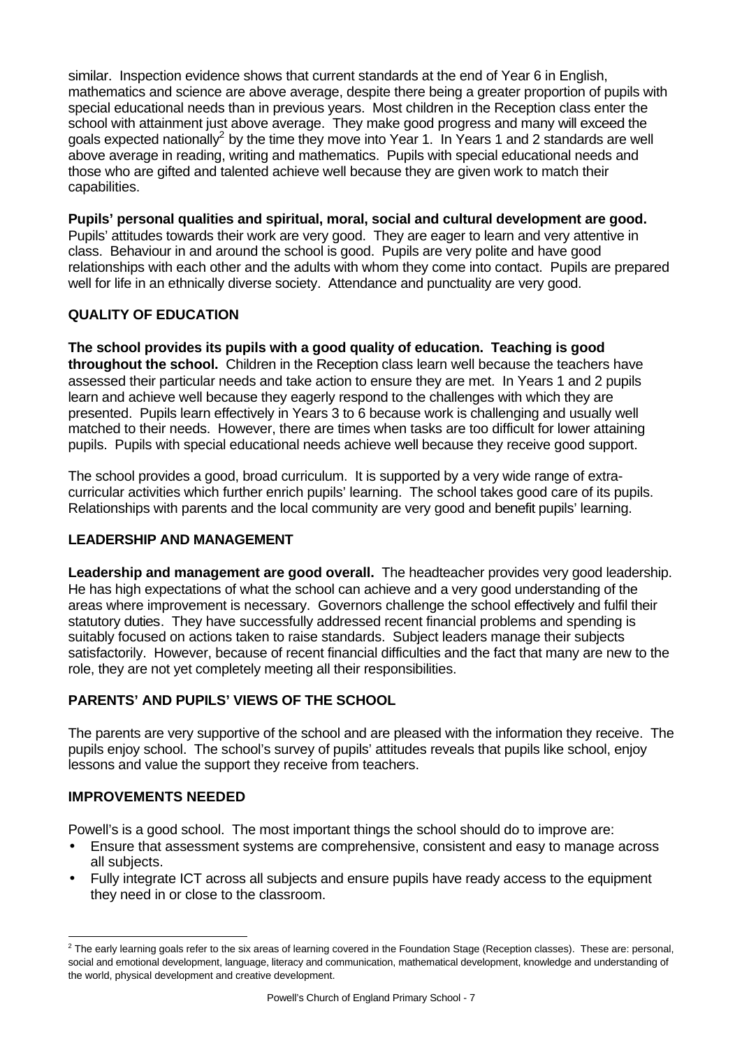similar. Inspection evidence shows that current standards at the end of Year 6 in English, mathematics and science are above average, despite there being a greater proportion of pupils with special educational needs than in previous years. Most children in the Reception class enter the school with attainment just above average. They make good progress and many will exceed the goals expected nationally[2] by the time they move into Year 1. In Years 1 and 2 standards are well above average in reading, writing and mathematics. Pupils with special educational needs and those who are gifted and talented achieve well because they are given work to match their capabilities.

**Pupils' personal qualities and spiritual, moral, social and cultural development are good.** Pupils' attitudes towards their work are very good. They are eager to learn and very attentive in class. Behaviour in and around the school is good. Pupils are very polite and have good relationships with each other and the adults with whom they come into contact. Pupils are prepared well for life in an ethnically diverse society. Attendance and punctuality are very good.

## QUALITY OF EDUCATION

**The school provides its pupils with a good quality of education. Teaching is good throughout the school.** Children in the Reception class learn well because the teachers have assessed their particular needs and take action to ensure they are met. In Years 1 and 2 pupils learn and achieve well because they eagerly respond to the challenges with which they are presented. Pupils learn effectively in Years 3 to 6 because work is challenging and usually well matched to their needs. However, there are times when tasks are too difficult for lower attaining pupils. Pupils with special educational needs achieve well because they receive good support.

The school provides a good, broad curriculum. It is supported by a very wide range of extra-curricular activities which further enrich pupils' learning. The school takes good care of its pupils. Relationships with parents and the local community are very good and benefit pupils' learning.

## LEADERSHIP AND MANAGEMENT

**Leadership and management are good overall.** The headteacher provides very good leadership. He has high expectations of what the school can achieve and a very good understanding of the areas where improvement is necessary. Governors challenge the school effectively and fulfil their statutory duties. They have successfully addressed recent financial problems and spending is suitably focused on actions taken to raise standards. Subject leaders manage their subjects satisfactorily. However, because of recent financial difficulties and the fact that many are new to the role, they are not yet completely meeting all their responsibilities.

## PARENTS' AND PUPILS' VIEWS OF THE SCHOOL

The parents are very supportive of the school and are pleased with the information they receive. The pupils enjoy school. The school's survey of pupils' attitudes reveals that pupils like school, enjoy lessons and value the support they receive from teachers.

## IMPROVEMENTS NEEDED

Powell's is a good school. The most important things the school should do to improve are:

- Ensure that assessment systems are comprehensive, consistent and easy to manage across all subjects.
- Fully integrate ICT across all subjects and ensure pupils have ready access to the equipment they need in or close to the classroom.

---

[2] The early learning goals refer to the six areas of learning covered in the Foundation Stage (Reception classes). These are: personal, social and emotional development, language, literacy and communication, mathematical development, knowledge and understanding of the world, physical development and creative development.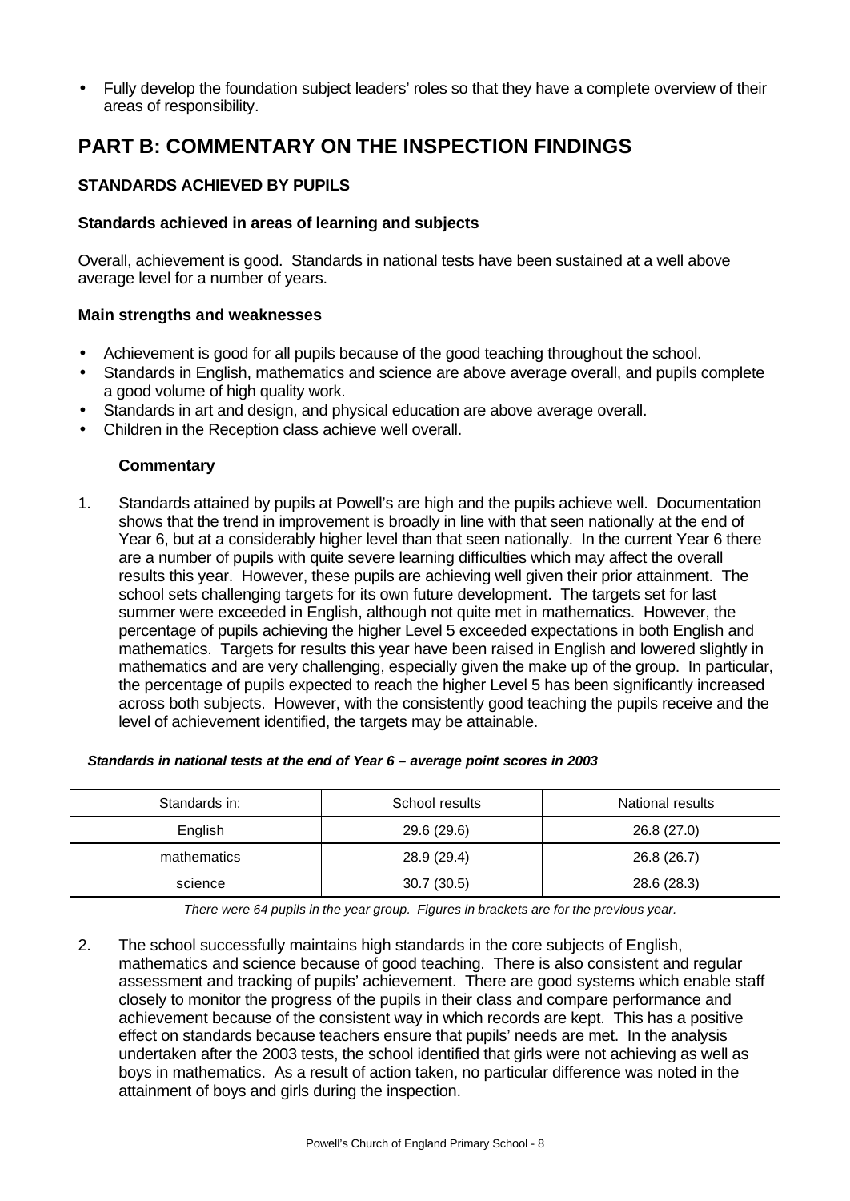- Fully develop the foundation subject leaders' roles so that they have a complete overview of their areas of responsibility.

# PART B: COMMENTARY ON THE INSPECTION FINDINGS

### STANDARDS ACHIEVED BY PUPILS

#### Standards achieved in areas of learning and subjects

Overall, achievement is good. Standards in national tests have been sustained at a well above average level for a number of years.

#### Main strengths and weaknesses

- Achievement is good for all pupils because of the good teaching throughout the school.
- Standards in English, mathematics and science are above average overall, and pupils complete a good volume of high quality work.
- Standards in art and design, and physical education are above average overall.
- Children in the Reception class achieve well overall.

#### Commentary

1. Standards attained by pupils at Powell's are high and the pupils achieve well. Documentation shows that the trend in improvement is broadly in line with that seen nationally at the end of Year 6, but at a considerably higher level than that seen nationally. In the current Year 6 there are a number of pupils with quite severe learning difficulties which may affect the overall results this year. However, these pupils are achieving well given their prior attainment. The school sets challenging targets for its own future development. The targets set for last summer were exceeded in English, although not quite met in mathematics. However, the percentage of pupils achieving the higher Level 5 exceeded expectations in both English and mathematics. Targets for results this year have been raised in English and lowered slightly in mathematics and are very challenging, especially given the make up of the group. In particular, the percentage of pupils expected to reach the higher Level 5 has been significantly increased across both subjects. However, with the consistently good teaching the pupils receive and the level of achievement identified, the targets may be attainable.

***Standards in national tests at the end of Year 6 – average point scores in 2003***

| Standards in: | School results | National results |
|---|---|---|
| English | 29.6 (29.6) | 26.8 (27.0) |
| mathematics | 28.9 (29.4) | 26.8 (26.7) |
| science | 30.7 (30.5) | 28.6 (28.3) |

*There were 64 pupils in the year group. Figures in brackets are for the previous year.*

2. The school successfully maintains high standards in the core subjects of English, mathematics and science because of good teaching. There is also consistent and regular assessment and tracking of pupils' achievement. There are good systems which enable staff closely to monitor the progress of the pupils in their class and compare performance and achievement because of the consistent way in which records are kept. This has a positive effect on standards because teachers ensure that pupils' needs are met. In the analysis undertaken after the 2003 tests, the school identified that girls were not achieving as well as boys in mathematics. As a result of action taken, no particular difference was noted in the attainment of boys and girls during the inspection.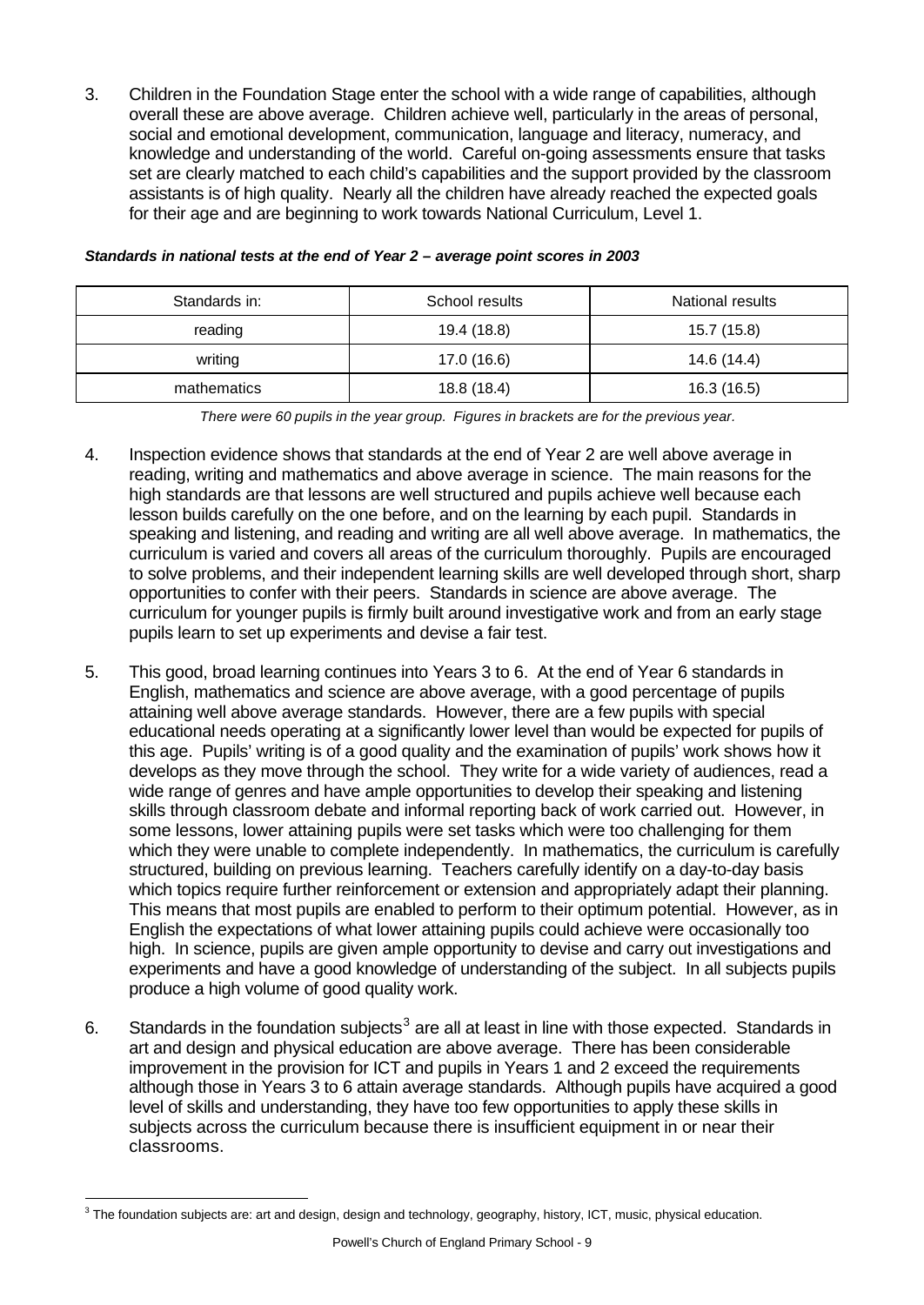3. Children in the Foundation Stage enter the school with a wide range of capabilities, although overall these are above average. Children achieve well, particularly in the areas of personal, social and emotional development, communication, language and literacy, numeracy, and knowledge and understanding of the world. Careful on-going assessments ensure that tasks set are clearly matched to each child's capabilities and the support provided by the classroom assistants is of high quality. Nearly all the children have already reached the expected goals for their age and are beginning to work towards National Curriculum, Level 1.

***Standards in national tests at the end of Year 2 – average point scores in 2003***

| Standards in: | School results | National results |
|---|---|---|
| reading | 19.4 (18.8) | 15.7 (15.8) |
| writing | 17.0 (16.6) | 14.6 (14.4) |
| mathematics | 18.8 (18.4) | 16.3 (16.5) |

*There were 60 pupils in the year group. Figures in brackets are for the previous year.*

4. Inspection evidence shows that standards at the end of Year 2 are well above average in reading, writing and mathematics and above average in science. The main reasons for the high standards are that lessons are well structured and pupils achieve well because each lesson builds carefully on the one before, and on the learning by each pupil. Standards in speaking and listening, and reading and writing are all well above average. In mathematics, the curriculum is varied and covers all areas of the curriculum thoroughly. Pupils are encouraged to solve problems, and their independent learning skills are well developed through short, sharp opportunities to confer with their peers. Standards in science are above average. The curriculum for younger pupils is firmly built around investigative work and from an early stage pupils learn to set up experiments and devise a fair test.

5. This good, broad learning continues into Years 3 to 6. At the end of Year 6 standards in English, mathematics and science are above average, with a good percentage of pupils attaining well above average standards. However, there are a few pupils with special educational needs operating at a significantly lower level than would be expected for pupils of this age. Pupils' writing is of a good quality and the examination of pupils' work shows how it develops as they move through the school. They write for a wide variety of audiences, read a wide range of genres and have ample opportunities to develop their speaking and listening skills through classroom debate and informal reporting back of work carried out. However, in some lessons, lower attaining pupils were set tasks which were too challenging for them which they were unable to complete independently. In mathematics, the curriculum is carefully structured, building on previous learning. Teachers carefully identify on a day-to-day basis which topics require further reinforcement or extension and appropriately adapt their planning. This means that most pupils are enabled to perform to their optimum potential. However, as in English the expectations of what lower attaining pupils could achieve were occasionally too high. In science, pupils are given ample opportunity to devise and carry out investigations and experiments and have a good knowledge of understanding of the subject. In all subjects pupils produce a high volume of good quality work.

6. Standards in the foundation subjects[3] are all at least in line with those expected. Standards in art and design and physical education are above average. There has been considerable improvement in the provision for ICT and pupils in Years 1 and 2 exceed the requirements although those in Years 3 to 6 attain average standards. Although pupils have acquired a good level of skills and understanding, they have too few opportunities to apply these skills in subjects across the curriculum because there is insufficient equipment in or near their classrooms.

[3] The foundation subjects are: art and design, design and technology, geography, history, ICT, music, physical education.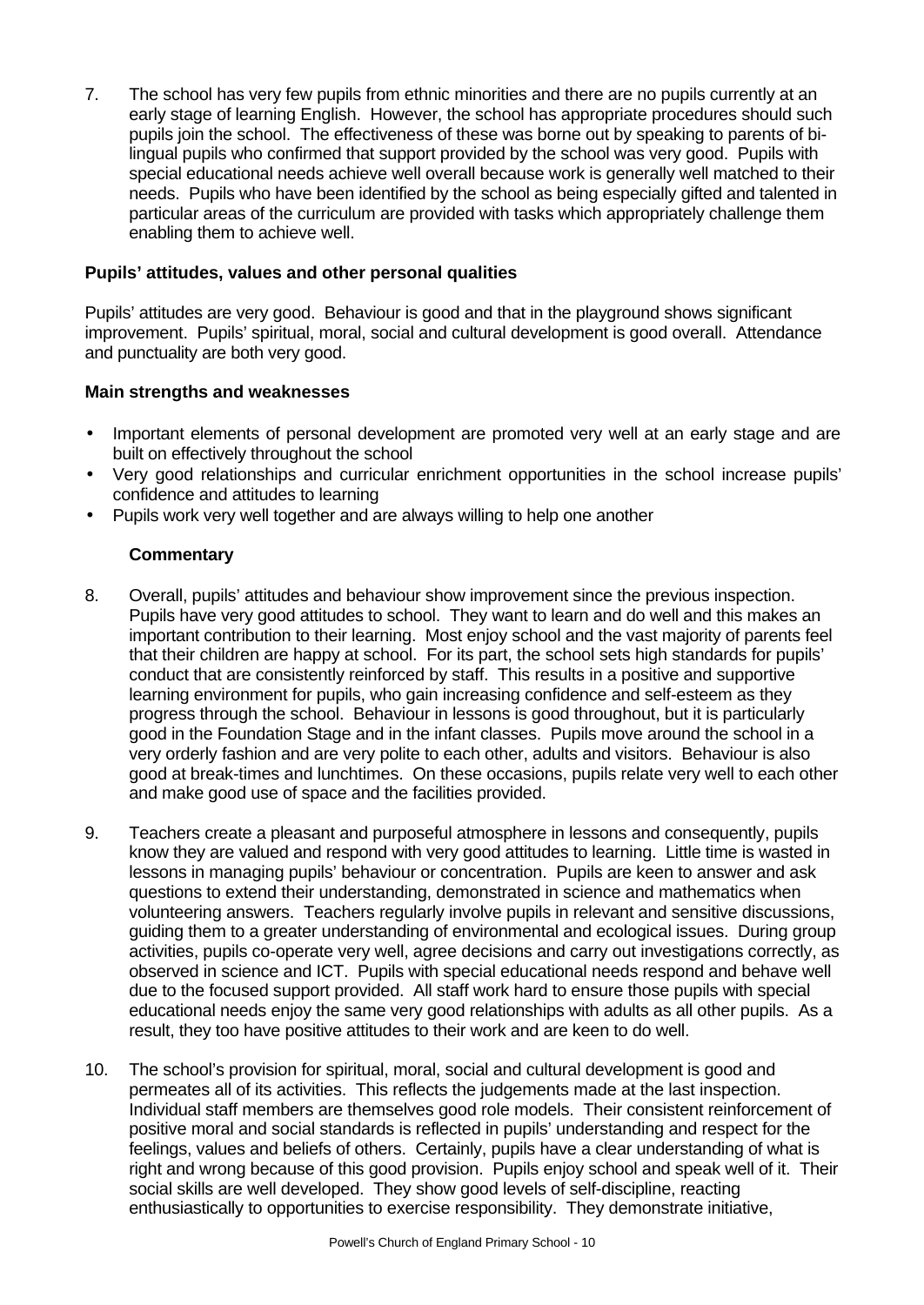7. The school has very few pupils from ethnic minorities and there are no pupils currently at an early stage of learning English. However, the school has appropriate procedures should such pupils join the school. The effectiveness of these was borne out by speaking to parents of bi-lingual pupils who confirmed that support provided by the school was very good. Pupils with special educational needs achieve well overall because work is generally well matched to their needs. Pupils who have been identified by the school as being especially gifted and talented in particular areas of the curriculum are provided with tasks which appropriately challenge them enabling them to achieve well.

### Pupils' attitudes, values and other personal qualities

Pupils' attitudes are very good. Behaviour is good and that in the playground shows significant improvement. Pupils' spiritual, moral, social and cultural development is good overall. Attendance and punctuality are both very good.

### Main strengths and weaknesses

- Important elements of personal development are promoted very well at an early stage and are built on effectively throughout the school
- Very good relationships and curricular enrichment opportunities in the school increase pupils' confidence and attitudes to learning
- Pupils work very well together and are always willing to help one another

#### Commentary

8. Overall, pupils' attitudes and behaviour show improvement since the previous inspection. Pupils have very good attitudes to school. They want to learn and do well and this makes an important contribution to their learning. Most enjoy school and the vast majority of parents feel that their children are happy at school. For its part, the school sets high standards for pupils' conduct that are consistently reinforced by staff. This results in a positive and supportive learning environment for pupils, who gain increasing confidence and self-esteem as they progress through the school. Behaviour in lessons is good throughout, but it is particularly good in the Foundation Stage and in the infant classes. Pupils move around the school in a very orderly fashion and are very polite to each other, adults and visitors. Behaviour is also good at break-times and lunchtimes. On these occasions, pupils relate very well to each other and make good use of space and the facilities provided.

9. Teachers create a pleasant and purposeful atmosphere in lessons and consequently, pupils know they are valued and respond with very good attitudes to learning. Little time is wasted in lessons in managing pupils' behaviour or concentration. Pupils are keen to answer and ask questions to extend their understanding, demonstrated in science and mathematics when volunteering answers. Teachers regularly involve pupils in relevant and sensitive discussions, guiding them to a greater understanding of environmental and ecological issues. During group activities, pupils co-operate very well, agree decisions and carry out investigations correctly, as observed in science and ICT. Pupils with special educational needs respond and behave well due to the focused support provided. All staff work hard to ensure those pupils with special educational needs enjoy the same very good relationships with adults as all other pupils. As a result, they too have positive attitudes to their work and are keen to do well.

10. The school's provision for spiritual, moral, social and cultural development is good and permeates all of its activities. This reflects the judgements made at the last inspection. Individual staff members are themselves good role models. Their consistent reinforcement of positive moral and social standards is reflected in pupils' understanding and respect for the feelings, values and beliefs of others. Certainly, pupils have a clear understanding of what is right and wrong because of this good provision. Pupils enjoy school and speak well of it. Their social skills are well developed. They show good levels of self-discipline, reacting enthusiastically to opportunities to exercise responsibility. They demonstrate initiative,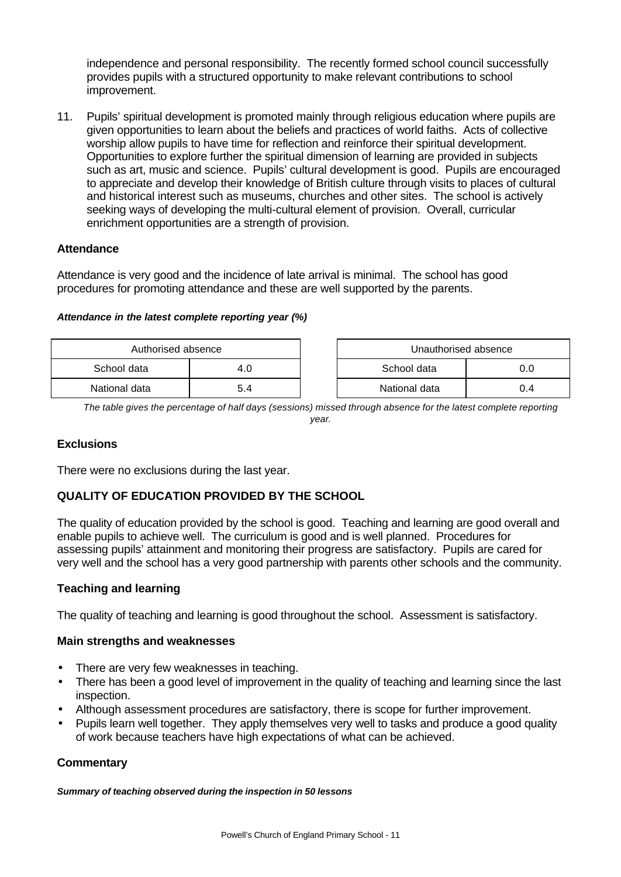independence and personal responsibility. The recently formed school council successfully provides pupils with a structured opportunity to make relevant contributions to school improvement.

11. Pupils' spiritual development is promoted mainly through religious education where pupils are given opportunities to learn about the beliefs and practices of world faiths. Acts of collective worship allow pupils to have time for reflection and reinforce their spiritual development. Opportunities to explore further the spiritual dimension of learning are provided in subjects such as art, music and science. Pupils' cultural development is good. Pupils are encouraged to appreciate and develop their knowledge of British culture through visits to places of cultural and historical interest such as museums, churches and other sites. The school is actively seeking ways of developing the multi-cultural element of provision. Overall, curricular enrichment opportunities are a strength of provision.

### Attendance

Attendance is very good and the incidence of late arrival is minimal. The school has good procedures for promoting attendance and these are well supported by the parents.

***Attendance in the latest complete reporting year (%)***

| Authorised absence | |
|---|---|
| School data | 4.0 |
| National data | 5.4 |

| Unauthorised absence | |
|---|---|
| School data | 0.0 |
| National data | 0.4 |

*The table gives the percentage of half days (sessions) missed through absence for the latest complete reporting year.*

### Exclusions

There were no exclusions during the last year.

## QUALITY OF EDUCATION PROVIDED BY THE SCHOOL

The quality of education provided by the school is good. Teaching and learning are good overall and enable pupils to achieve well. The curriculum is good and is well planned. Procedures for assessing pupils' attainment and monitoring their progress are satisfactory. Pupils are cared for very well and the school has a very good partnership with parents other schools and the community.

### Teaching and learning

The quality of teaching and learning is good throughout the school. Assessment is satisfactory.

### Main strengths and weaknesses

- There are very few weaknesses in teaching.
- There has been a good level of improvement in the quality of teaching and learning since the last inspection.
- Although assessment procedures are satisfactory, there is scope for further improvement.
- Pupils learn well together. They apply themselves very well to tasks and produce a good quality of work because teachers have high expectations of what can be achieved.

### Commentary

***Summary of teaching observed during the inspection in 50 lessons***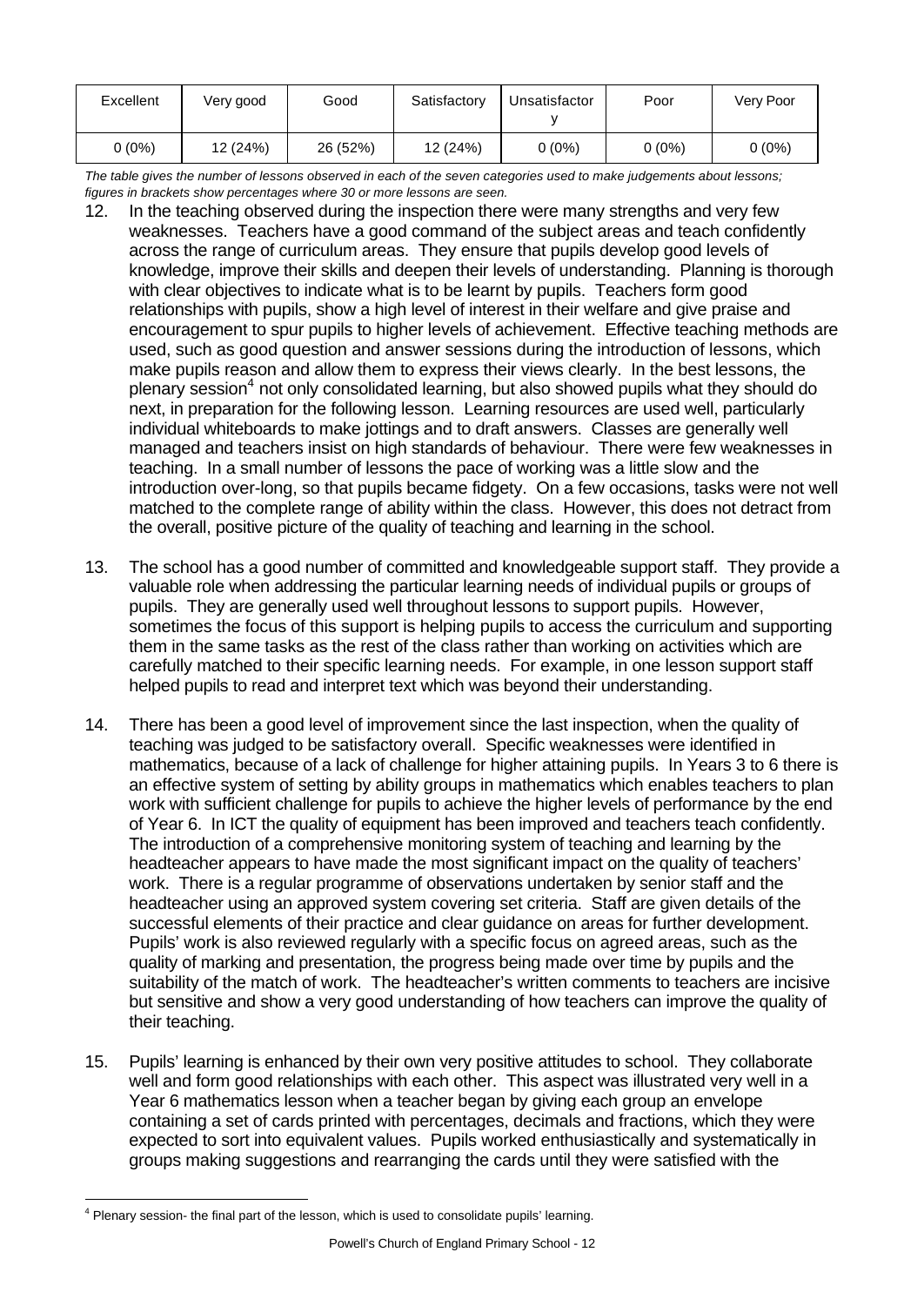| Excellent | Very good | Good | Satisfactory | Unsatisfactory | Poor | Very Poor |
|---|---|---|---|---|---|---|
| 0 (0%) | 12 (24%) | 26 (52%) | 12 (24%) | 0 (0%) | 0 (0%) | 0 (0%) |

*The table gives the number of lessons observed in each of the seven categories used to make judgements about lessons; figures in brackets show percentages where 30 or more lessons are seen.*

12. In the teaching observed during the inspection there were many strengths and very few weaknesses. Teachers have a good command of the subject areas and teach confidently across the range of curriculum areas. They ensure that pupils develop good levels of knowledge, improve their skills and deepen their levels of understanding. Planning is thorough with clear objectives to indicate what is to be learnt by pupils. Teachers form good relationships with pupils, show a high level of interest in their welfare and give praise and encouragement to spur pupils to higher levels of achievement. Effective teaching methods are used, such as good question and answer sessions during the introduction of lessons, which make pupils reason and allow them to express their views clearly. In the best lessons, the plenary session[4] not only consolidated learning, but also showed pupils what they should do next, in preparation for the following lesson. Learning resources are used well, particularly individual whiteboards to make jottings and to draft answers. Classes are generally well managed and teachers insist on high standards of behaviour. There were few weaknesses in teaching. In a small number of lessons the pace of working was a little slow and the introduction over-long, so that pupils became fidgety. On a few occasions, tasks were not well matched to the complete range of ability within the class. However, this does not detract from the overall, positive picture of the quality of teaching and learning in the school.

13. The school has a good number of committed and knowledgeable support staff. They provide a valuable role when addressing the particular learning needs of individual pupils or groups of pupils. They are generally used well throughout lessons to support pupils. However, sometimes the focus of this support is helping pupils to access the curriculum and supporting them in the same tasks as the rest of the class rather than working on activities which are carefully matched to their specific learning needs. For example, in one lesson support staff helped pupils to read and interpret text which was beyond their understanding.

14. There has been a good level of improvement since the last inspection, when the quality of teaching was judged to be satisfactory overall. Specific weaknesses were identified in mathematics, because of a lack of challenge for higher attaining pupils. In Years 3 to 6 there is an effective system of setting by ability groups in mathematics which enables teachers to plan work with sufficient challenge for pupils to achieve the higher levels of performance by the end of Year 6. In ICT the quality of equipment has been improved and teachers teach confidently. The introduction of a comprehensive monitoring system of teaching and learning by the headteacher appears to have made the most significant impact on the quality of teachers' work. There is a regular programme of observations undertaken by senior staff and the headteacher using an approved system covering set criteria. Staff are given details of the successful elements of their practice and clear guidance on areas for further development. Pupils' work is also reviewed regularly with a specific focus on agreed areas, such as the quality of marking and presentation, the progress being made over time by pupils and the suitability of the match of work. The headteacher's written comments to teachers are incisive but sensitive and show a very good understanding of how teachers can improve the quality of their teaching.

15. Pupils' learning is enhanced by their own very positive attitudes to school. They collaborate well and form good relationships with each other. This aspect was illustrated very well in a Year 6 mathematics lesson when a teacher began by giving each group an envelope containing a set of cards printed with percentages, decimals and fractions, which they were expected to sort into equivalent values. Pupils worked enthusiastically and systematically in groups making suggestions and rearranging the cards until they were satisfied with the

[4] Plenary session- the final part of the lesson, which is used to consolidate pupils' learning.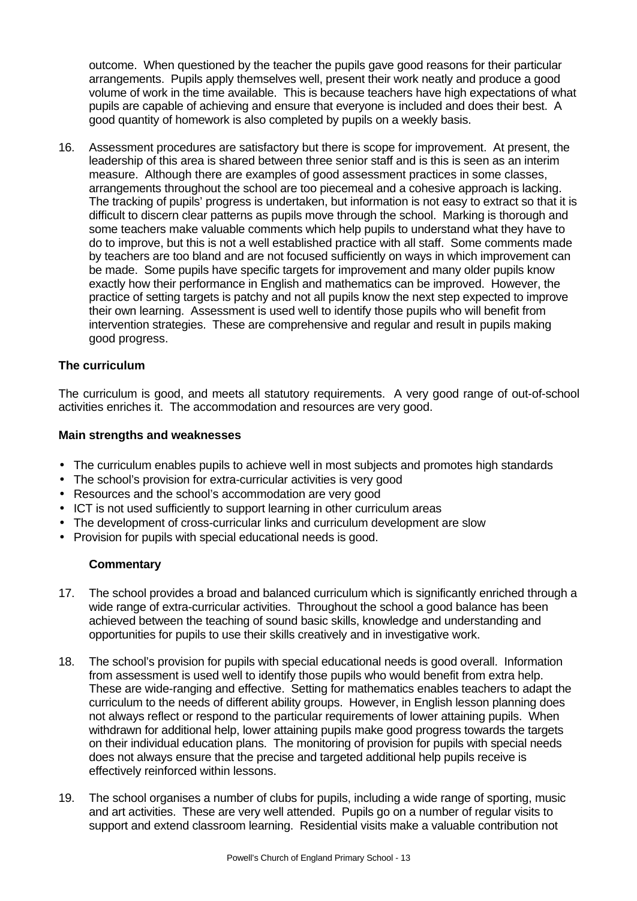outcome. When questioned by the teacher the pupils gave good reasons for their particular arrangements. Pupils apply themselves well, present their work neatly and produce a good volume of work in the time available. This is because teachers have high expectations of what pupils are capable of achieving and ensure that everyone is included and does their best. A good quantity of homework is also completed by pupils on a weekly basis.

16. Assessment procedures are satisfactory but there is scope for improvement. At present, the leadership of this area is shared between three senior staff and is this is seen as an interim measure. Although there are examples of good assessment practices in some classes, arrangements throughout the school are too piecemeal and a cohesive approach is lacking. The tracking of pupils' progress is undertaken, but information is not easy to extract so that it is difficult to discern clear patterns as pupils move through the school. Marking is thorough and some teachers make valuable comments which help pupils to understand what they have to do to improve, but this is not a well established practice with all staff. Some comments made by teachers are too bland and are not focused sufficiently on ways in which improvement can be made. Some pupils have specific targets for improvement and many older pupils know exactly how their performance in English and mathematics can be improved. However, the practice of setting targets is patchy and not all pupils know the next step expected to improve their own learning. Assessment is used well to identify those pupils who will benefit from intervention strategies. These are comprehensive and regular and result in pupils making good progress.

### The curriculum

The curriculum is good, and meets all statutory requirements. A very good range of out-of-school activities enriches it. The accommodation and resources are very good.

#### Main strengths and weaknesses

- The curriculum enables pupils to achieve well in most subjects and promotes high standards
- The school's provision for extra-curricular activities is very good
- Resources and the school's accommodation are very good
- ICT is not used sufficiently to support learning in other curriculum areas
- The development of cross-curricular links and curriculum development are slow
- Provision for pupils with special educational needs is good.

#### Commentary

17. The school provides a broad and balanced curriculum which is significantly enriched through a wide range of extra-curricular activities. Throughout the school a good balance has been achieved between the teaching of sound basic skills, knowledge and understanding and opportunities for pupils to use their skills creatively and in investigative work.

18. The school's provision for pupils with special educational needs is good overall. Information from assessment is used well to identify those pupils who would benefit from extra help. These are wide-ranging and effective. Setting for mathematics enables teachers to adapt the curriculum to the needs of different ability groups. However, in English lesson planning does not always reflect or respond to the particular requirements of lower attaining pupils. When withdrawn for additional help, lower attaining pupils make good progress towards the targets on their individual education plans. The monitoring of provision for pupils with special needs does not always ensure that the precise and targeted additional help pupils receive is effectively reinforced within lessons.

19. The school organises a number of clubs for pupils, including a wide range of sporting, music and art activities. These are very well attended. Pupils go on a number of regular visits to support and extend classroom learning. Residential visits make a valuable contribution not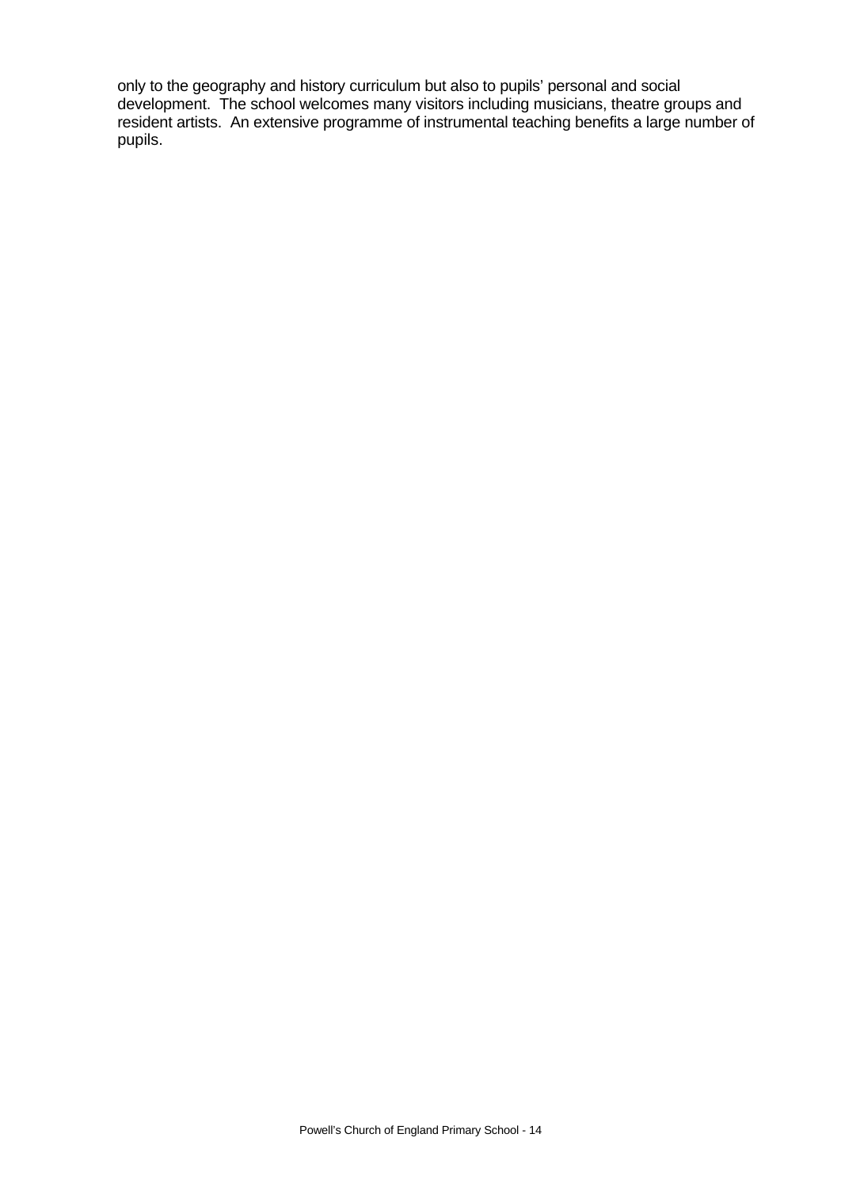only to the geography and history curriculum but also to pupils' personal and social development. The school welcomes many visitors including musicians, theatre groups and resident artists. An extensive programme of instrumental teaching benefits a large number of pupils.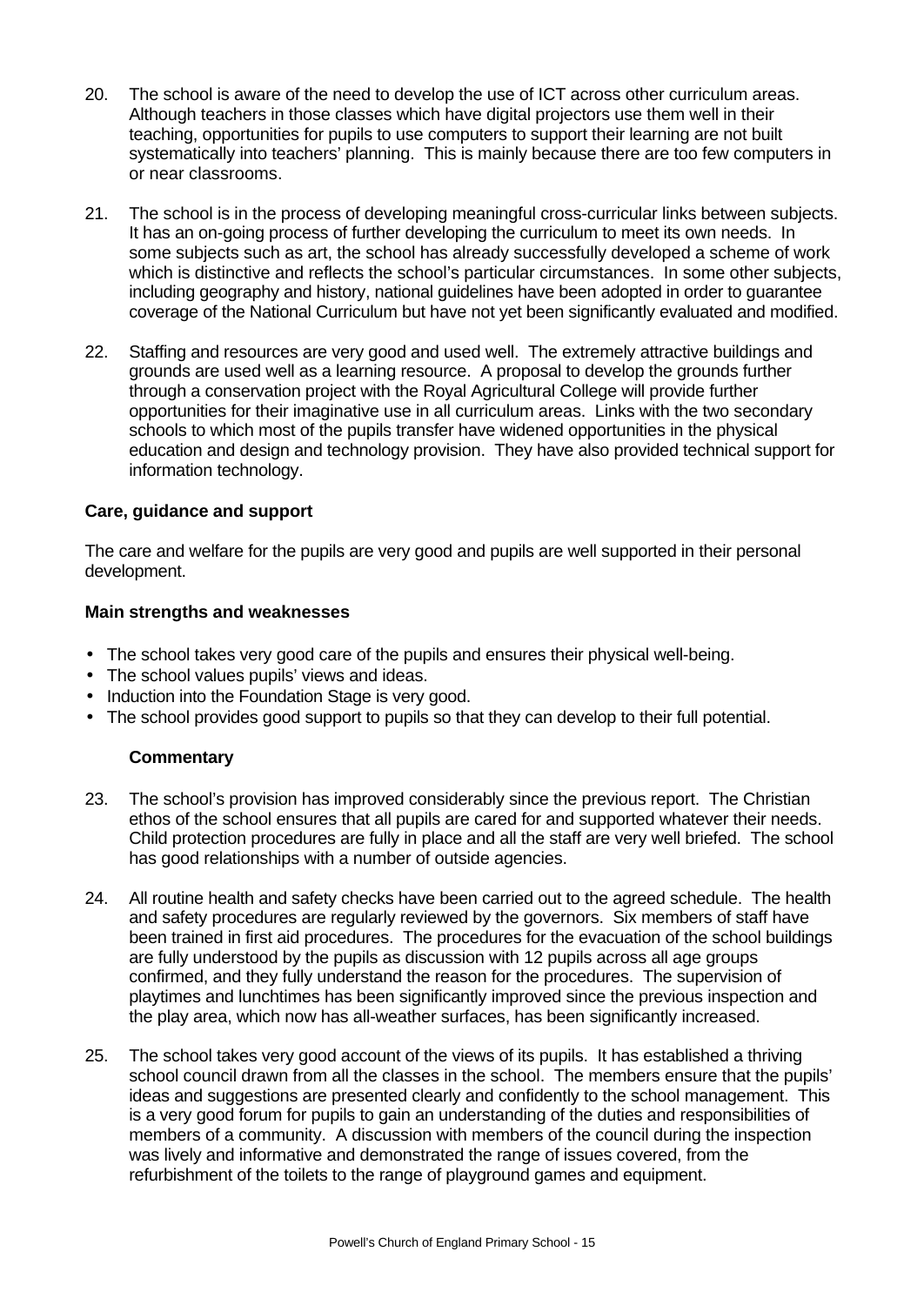20. The school is aware of the need to develop the use of ICT across other curriculum areas. Although teachers in those classes which have digital projectors use them well in their teaching, opportunities for pupils to use computers to support their learning are not built systematically into teachers' planning. This is mainly because there are too few computers in or near classrooms.

21. The school is in the process of developing meaningful cross-curricular links between subjects. It has an on-going process of further developing the curriculum to meet its own needs. In some subjects such as art, the school has already successfully developed a scheme of work which is distinctive and reflects the school's particular circumstances. In some other subjects, including geography and history, national guidelines have been adopted in order to guarantee coverage of the National Curriculum but have not yet been significantly evaluated and modified.

22. Staffing and resources are very good and used well. The extremely attractive buildings and grounds are used well as a learning resource. A proposal to develop the grounds further through a conservation project with the Royal Agricultural College will provide further opportunities for their imaginative use in all curriculum areas. Links with the two secondary schools to which most of the pupils transfer have widened opportunities in the physical education and design and technology provision. They have also provided technical support for information technology.

### Care, guidance and support

The care and welfare for the pupils are very good and pupils are well supported in their personal development.

#### Main strengths and weaknesses

- The school takes very good care of the pupils and ensures their physical well-being.
- The school values pupils' views and ideas.
- Induction into the Foundation Stage is very good.
- The school provides good support to pupils so that they can develop to their full potential.

#### Commentary

23. The school's provision has improved considerably since the previous report. The Christian ethos of the school ensures that all pupils are cared for and supported whatever their needs. Child protection procedures are fully in place and all the staff are very well briefed. The school has good relationships with a number of outside agencies.

24. All routine health and safety checks have been carried out to the agreed schedule. The health and safety procedures are regularly reviewed by the governors. Six members of staff have been trained in first aid procedures. The procedures for the evacuation of the school buildings are fully understood by the pupils as discussion with 12 pupils across all age groups confirmed, and they fully understand the reason for the procedures. The supervision of playtimes and lunchtimes has been significantly improved since the previous inspection and the play area, which now has all-weather surfaces, has been significantly increased.

25. The school takes very good account of the views of its pupils. It has established a thriving school council drawn from all the classes in the school. The members ensure that the pupils' ideas and suggestions are presented clearly and confidently to the school management. This is a very good forum for pupils to gain an understanding of the duties and responsibilities of members of a community. A discussion with members of the council during the inspection was lively and informative and demonstrated the range of issues covered, from the refurbishment of the toilets to the range of playground games and equipment.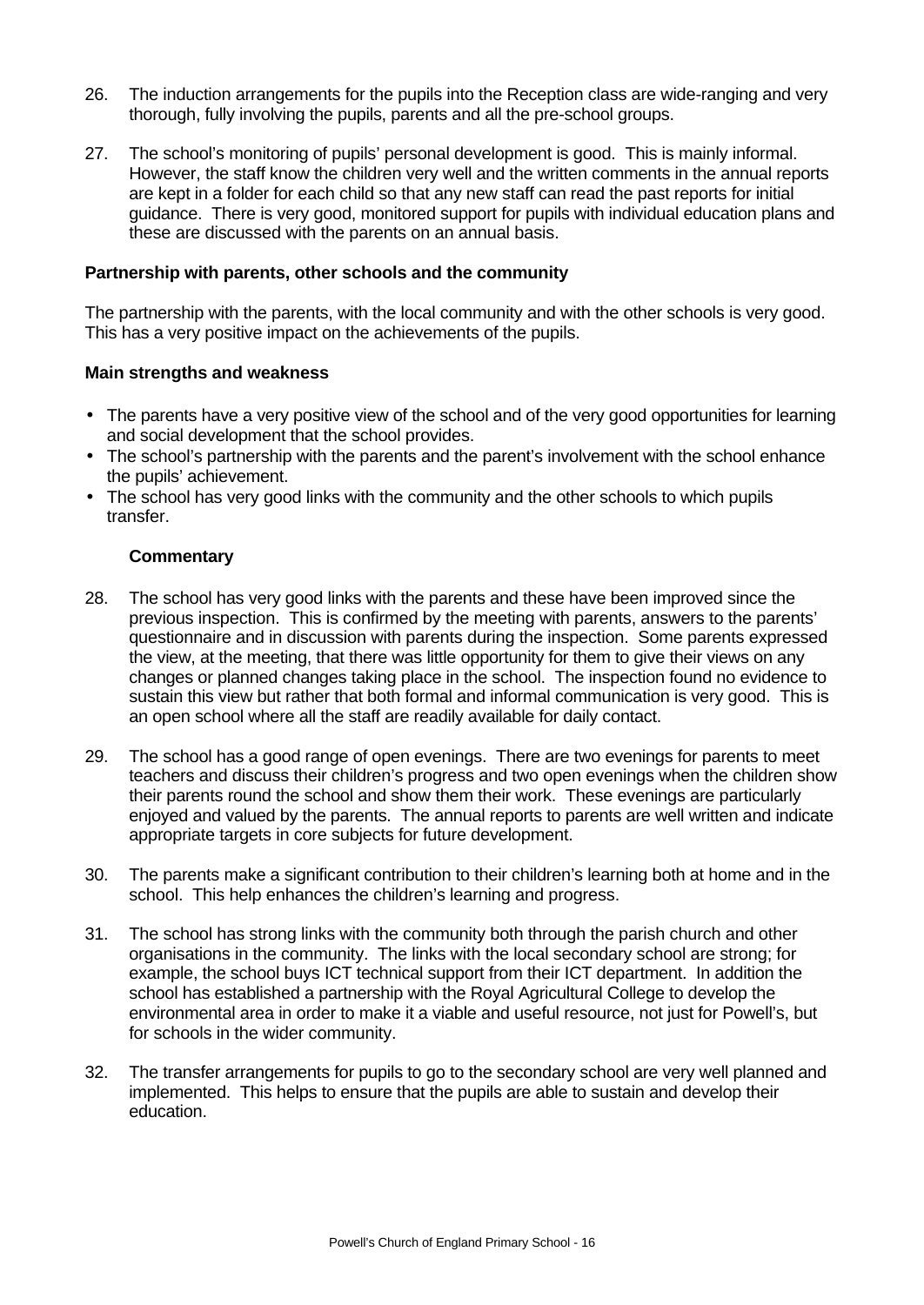26. The induction arrangements for the pupils into the Reception class are wide-ranging and very thorough, fully involving the pupils, parents and all the pre-school groups.

27. The school's monitoring of pupils' personal development is good. This is mainly informal. However, the staff know the children very well and the written comments in the annual reports are kept in a folder for each child so that any new staff can read the past reports for initial guidance. There is very good, monitored support for pupils with individual education plans and these are discussed with the parents on an annual basis.

### Partnership with parents, other schools and the community

The partnership with the parents, with the local community and with the other schools is very good. This has a very positive impact on the achievements of the pupils.

#### Main strengths and weakness

- The parents have a very positive view of the school and of the very good opportunities for learning and social development that the school provides.
- The school's partnership with the parents and the parent's involvement with the school enhance the pupils' achievement.
- The school has very good links with the community and the other schools to which pupils transfer.

#### Commentary

28. The school has very good links with the parents and these have been improved since the previous inspection. This is confirmed by the meeting with parents, answers to the parents' questionnaire and in discussion with parents during the inspection. Some parents expressed the view, at the meeting, that there was little opportunity for them to give their views on any changes or planned changes taking place in the school. The inspection found no evidence to sustain this view but rather that both formal and informal communication is very good. This is an open school where all the staff are readily available for daily contact.

29. The school has a good range of open evenings. There are two evenings for parents to meet teachers and discuss their children's progress and two open evenings when the children show their parents round the school and show them their work. These evenings are particularly enjoyed and valued by the parents. The annual reports to parents are well written and indicate appropriate targets in core subjects for future development.

30. The parents make a significant contribution to their children's learning both at home and in the school. This help enhances the children's learning and progress.

31. The school has strong links with the community both through the parish church and other organisations in the community. The links with the local secondary school are strong; for example, the school buys ICT technical support from their ICT department. In addition the school has established a partnership with the Royal Agricultural College to develop the environmental area in order to make it a viable and useful resource, not just for Powell's, but for schools in the wider community.

32. The transfer arrangements for pupils to go to the secondary school are very well planned and implemented. This helps to ensure that the pupils are able to sustain and develop their education.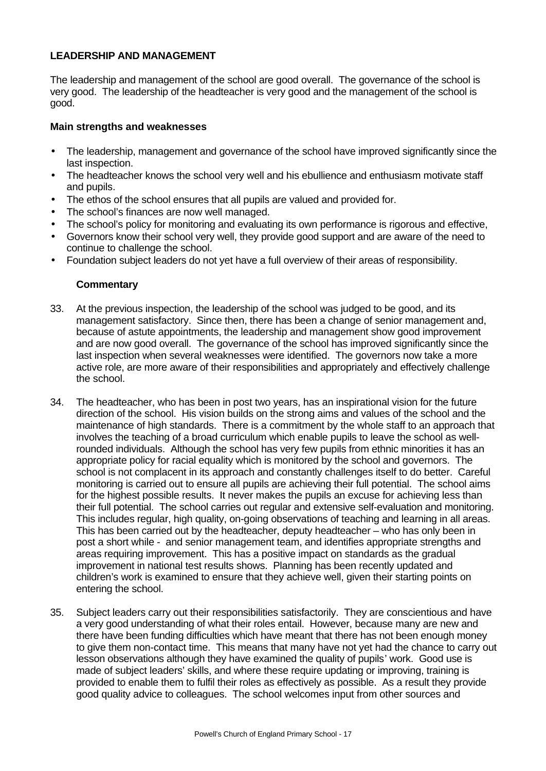**LEADERSHIP AND MANAGEMENT**

The leadership and management of the school are good overall. The governance of the school is very good. The leadership of the headteacher is very good and the management of the school is good.

**Main strengths and weaknesses**

- The leadership, management and governance of the school have improved significantly since the last inspection.
- The headteacher knows the school very well and his ebullience and enthusiasm motivate staff and pupils.
- The ethos of the school ensures that all pupils are valued and provided for.
- The school's finances are now well managed.
- The school's policy for monitoring and evaluating its own performance is rigorous and effective,
- Governors know their school very well, they provide good support and are aware of the need to continue to challenge the school.
- Foundation subject leaders do not yet have a full overview of their areas of responsibility.

**Commentary**

33. At the previous inspection, the leadership of the school was judged to be good, and its management satisfactory. Since then, there has been a change of senior management and, because of astute appointments, the leadership and management show good improvement and are now good overall. The governance of the school has improved significantly since the last inspection when several weaknesses were identified. The governors now take a more active role, are more aware of their responsibilities and appropriately and effectively challenge the school.

34. The headteacher, who has been in post two years, has an inspirational vision for the future direction of the school. His vision builds on the strong aims and values of the school and the maintenance of high standards. There is a commitment by the whole staff to an approach that involves the teaching of a broad curriculum which enable pupils to leave the school as well-rounded individuals. Although the school has very few pupils from ethnic minorities it has an appropriate policy for racial equality which is monitored by the school and governors. The school is not complacent in its approach and constantly challenges itself to do better. Careful monitoring is carried out to ensure all pupils are achieving their full potential. The school aims for the highest possible results. It never makes the pupils an excuse for achieving less than their full potential. The school carries out regular and extensive self-evaluation and monitoring. This includes regular, high quality, on-going observations of teaching and learning in all areas. This has been carried out by the headteacher, deputy headteacher – who has only been in post a short while - and senior management team, and identifies appropriate strengths and areas requiring improvement. This has a positive impact on standards as the gradual improvement in national test results shows. Planning has been recently updated and children's work is examined to ensure that they achieve well, given their starting points on entering the school.

35. Subject leaders carry out their responsibilities satisfactorily. They are conscientious and have a very good understanding of what their roles entail. However, because many are new and there have been funding difficulties which have meant that there has not been enough money to give them non-contact time. This means that many have not yet had the chance to carry out lesson observations although they have examined the quality of pupils' work. Good use is made of subject leaders' skills, and where these require updating or improving, training is provided to enable them to fulfil their roles as effectively as possible. As a result they provide good quality advice to colleagues. The school welcomes input from other sources and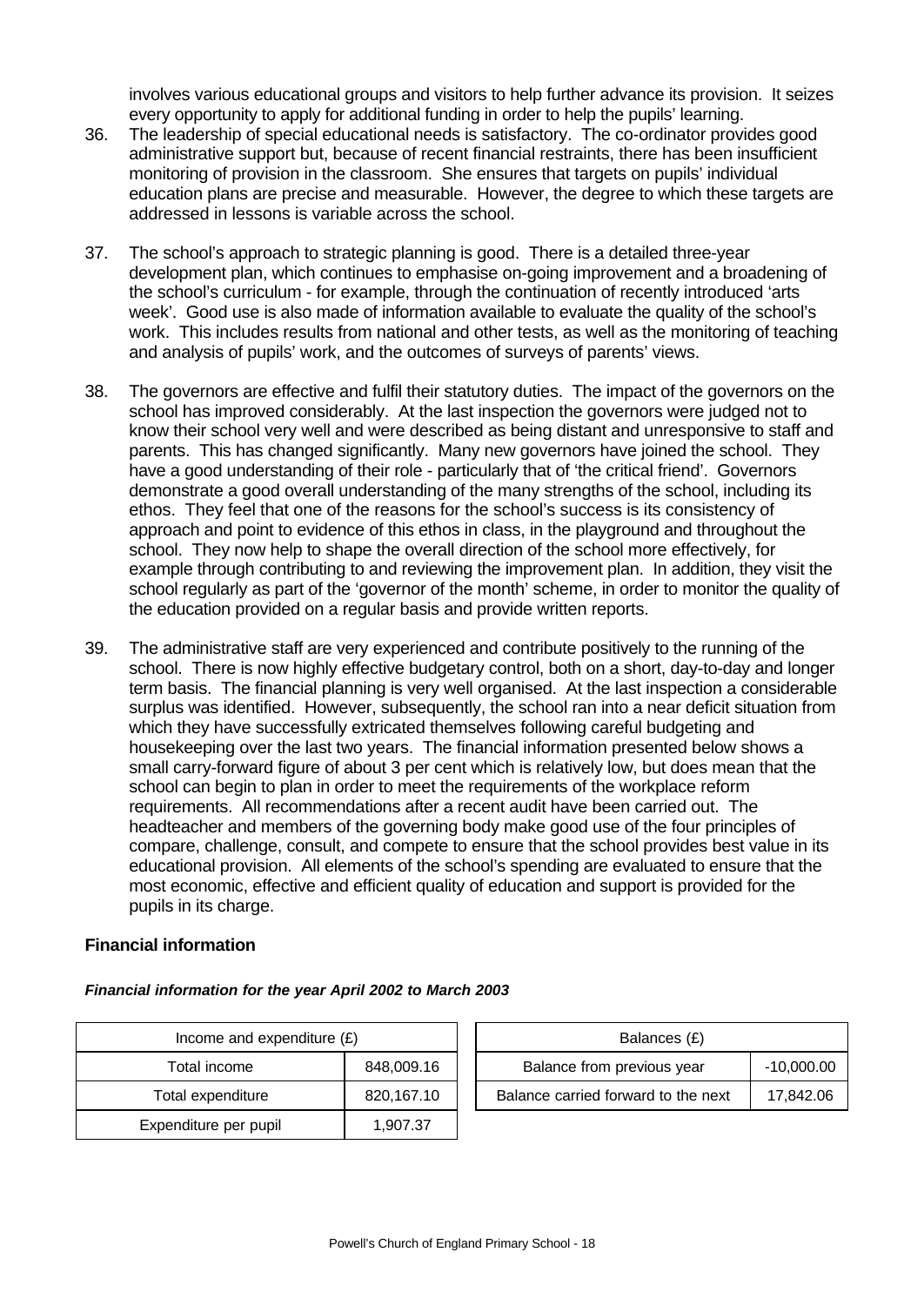involves various educational groups and visitors to help further advance its provision. It seizes every opportunity to apply for additional funding in order to help the pupils' learning.

36. The leadership of special educational needs is satisfactory. The co-ordinator provides good administrative support but, because of recent financial restraints, there has been insufficient monitoring of provision in the classroom. She ensures that targets on pupils' individual education plans are precise and measurable. However, the degree to which these targets are addressed in lessons is variable across the school.

37. The school's approach to strategic planning is good. There is a detailed three-year development plan, which continues to emphasise on-going improvement and a broadening of the school's curriculum - for example, through the continuation of recently introduced 'arts week'. Good use is also made of information available to evaluate the quality of the school's work. This includes results from national and other tests, as well as the monitoring of teaching and analysis of pupils' work, and the outcomes of surveys of parents' views.

38. The governors are effective and fulfil their statutory duties. The impact of the governors on the school has improved considerably. At the last inspection the governors were judged not to know their school very well and were described as being distant and unresponsive to staff and parents. This has changed significantly. Many new governors have joined the school. They have a good understanding of their role - particularly that of 'the critical friend'. Governors demonstrate a good overall understanding of the many strengths of the school, including its ethos. They feel that one of the reasons for the school's success is its consistency of approach and point to evidence of this ethos in class, in the playground and throughout the school. They now help to shape the overall direction of the school more effectively, for example through contributing to and reviewing the improvement plan. In addition, they visit the school regularly as part of the 'governor of the month' scheme, in order to monitor the quality of the education provided on a regular basis and provide written reports.

39. The administrative staff are very experienced and contribute positively to the running of the school. There is now highly effective budgetary control, both on a short, day-to-day and longer term basis. The financial planning is very well organised. At the last inspection a considerable surplus was identified. However, subsequently, the school ran into a near deficit situation from which they have successfully extricated themselves following careful budgeting and housekeeping over the last two years. The financial information presented below shows a small carry-forward figure of about 3 per cent which is relatively low, but does mean that the school can begin to plan in order to meet the requirements of the workplace reform requirements. All recommendations after a recent audit have been carried out. The headteacher and members of the governing body make good use of the four principles of compare, challenge, consult, and compete to ensure that the school provides best value in its educational provision. All elements of the school's spending are evaluated to ensure that the most economic, effective and efficient quality of education and support is provided for the pupils in its charge.

### Financial information

***Financial information for the year April 2002 to March 2003***

| Income and expenditure (£) | |
|---|---|
| Total income | 848,009.16 |
| Total expenditure | 820,167.10 |
| Expenditure per pupil | 1,907.37 |

| Balances (£) | |
|---|---|
| Balance from previous year | -10,000.00 |
| Balance carried forward to the next | 17,842.06 |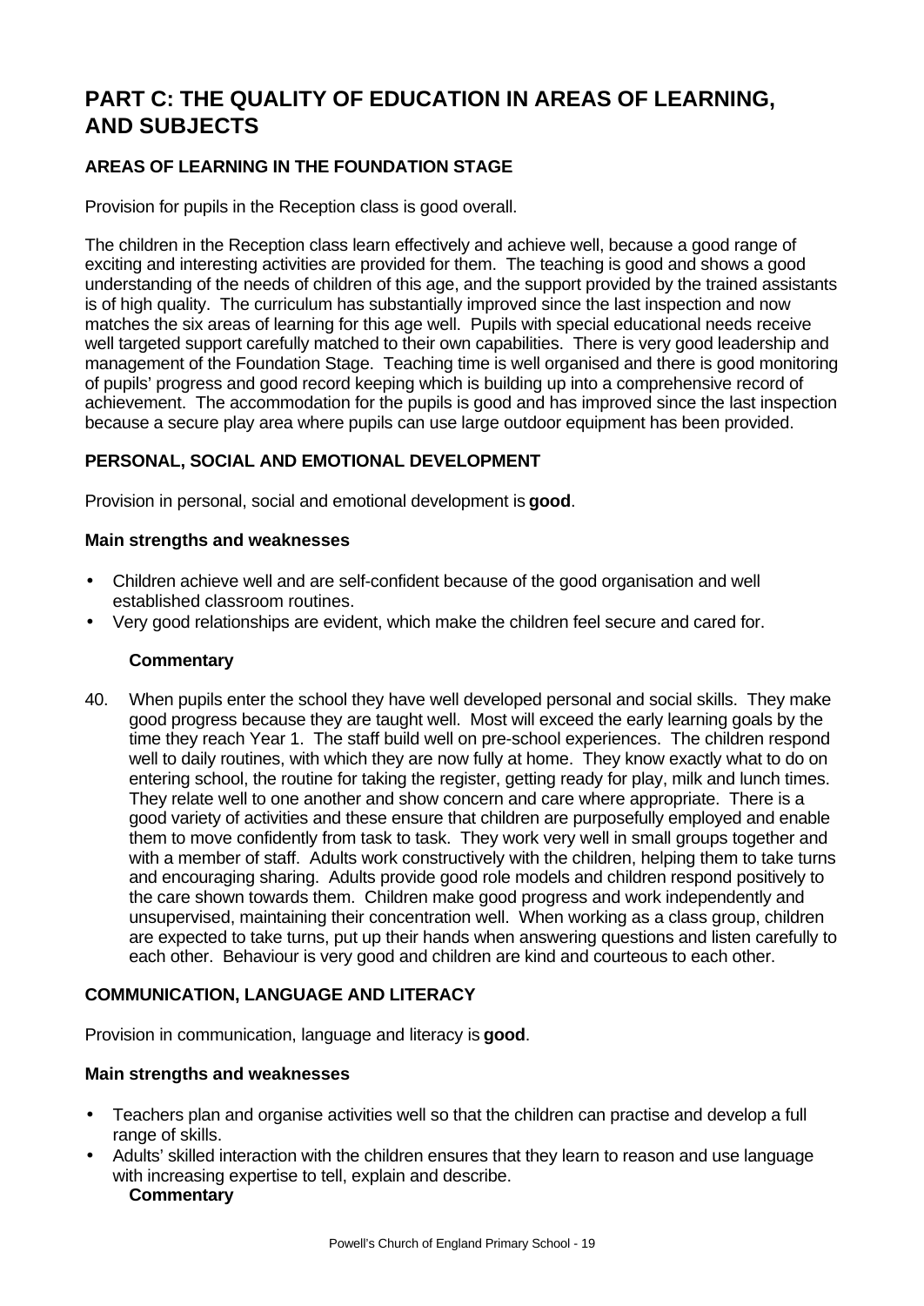# PART C: THE QUALITY OF EDUCATION IN AREAS OF LEARNING, AND SUBJECTS

## AREAS OF LEARNING IN THE FOUNDATION STAGE

Provision for pupils in the Reception class is good overall.

The children in the Reception class learn effectively and achieve well, because a good range of exciting and interesting activities are provided for them. The teaching is good and shows a good understanding of the needs of children of this age, and the support provided by the trained assistants is of high quality. The curriculum has substantially improved since the last inspection and now matches the six areas of learning for this age well. Pupils with special educational needs receive well targeted support carefully matched to their own capabilities. There is very good leadership and management of the Foundation Stage. Teaching time is well organised and there is good monitoring of pupils' progress and good record keeping which is building up into a comprehensive record of achievement. The accommodation for the pupils is good and has improved since the last inspection because a secure play area where pupils can use large outdoor equipment has been provided.

## PERSONAL, SOCIAL AND EMOTIONAL DEVELOPMENT

Provision in personal, social and emotional development is **good**.

### Main strengths and weaknesses

- Children achieve well and are self-confident because of the good organisation and well established classroom routines.
- Very good relationships are evident, which make the children feel secure and cared for.

#### Commentary

40. When pupils enter the school they have well developed personal and social skills. They make good progress because they are taught well. Most will exceed the early learning goals by the time they reach Year 1. The staff build well on pre-school experiences. The children respond well to daily routines, with which they are now fully at home. They know exactly what to do on entering school, the routine for taking the register, getting ready for play, milk and lunch times. They relate well to one another and show concern and care where appropriate. There is a good variety of activities and these ensure that children are purposefully employed and enable them to move confidently from task to task. They work very well in small groups together and with a member of staff. Adults work constructively with the children, helping them to take turns and encouraging sharing. Adults provide good role models and children respond positively to the care shown towards them. Children make good progress and work independently and unsupervised, maintaining their concentration well. When working as a class group, children are expected to take turns, put up their hands when answering questions and listen carefully to each other. Behaviour is very good and children are kind and courteous to each other.

## COMMUNICATION, LANGUAGE AND LITERACY

Provision in communication, language and literacy is **good**.

### Main strengths and weaknesses

- Teachers plan and organise activities well so that the children can practise and develop a full range of skills.
- Adults' skilled interaction with the children ensures that they learn to reason and use language with increasing expertise to tell, explain and describe.

#### Commentary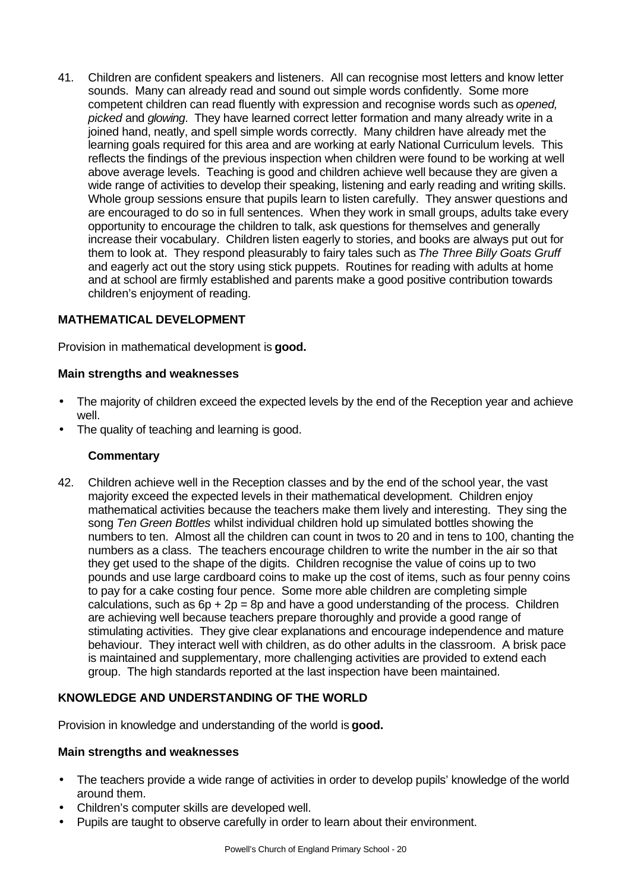41. Children are confident speakers and listeners. All can recognise most letters and know letter sounds. Many can already read and sound out simple words confidently. Some more competent children can read fluently with expression and recognise words such as *opened, picked* and *glowing*. They have learned correct letter formation and many already write in a joined hand, neatly, and spell simple words correctly. Many children have already met the learning goals required for this area and are working at early National Curriculum levels. This reflects the findings of the previous inspection when children were found to be working at well above average levels. Teaching is good and children achieve well because they are given a wide range of activities to develop their speaking, listening and early reading and writing skills. Whole group sessions ensure that pupils learn to listen carefully. They answer questions and are encouraged to do so in full sentences. When they work in small groups, adults take every opportunity to encourage the children to talk, ask questions for themselves and generally increase their vocabulary. Children listen eagerly to stories, and books are always put out for them to look at. They respond pleasurably to fairy tales such as *The Three Billy Goats Gruff* and eagerly act out the story using stick puppets. Routines for reading with adults at home and at school are firmly established and parents make a good positive contribution towards children's enjoyment of reading.

## MATHEMATICAL DEVELOPMENT

Provision in mathematical development is **good.**

**Main strengths and weaknesses**

- The majority of children exceed the expected levels by the end of the Reception year and achieve well.
- The quality of teaching and learning is good.

**Commentary**

42. Children achieve well in the Reception classes and by the end of the school year, the vast majority exceed the expected levels in their mathematical development. Children enjoy mathematical activities because the teachers make them lively and interesting. They sing the song *Ten Green Bottles* whilst individual children hold up simulated bottles showing the numbers to ten. Almost all the children can count in twos to 20 and in tens to 100, chanting the numbers as a class. The teachers encourage children to write the number in the air so that they get used to the shape of the digits. Children recognise the value of coins up to two pounds and use large cardboard coins to make up the cost of items, such as four penny coins to pay for a cake costing four pence. Some more able children are completing simple calculations, such as 6p + 2p = 8p and have a good understanding of the process. Children are achieving well because teachers prepare thoroughly and provide a good range of stimulating activities. They give clear explanations and encourage independence and mature behaviour. They interact well with children, as do other adults in the classroom. A brisk pace is maintained and supplementary, more challenging activities are provided to extend each group. The high standards reported at the last inspection have been maintained.

## KNOWLEDGE AND UNDERSTANDING OF THE WORLD

Provision in knowledge and understanding of the world is **good.**

**Main strengths and weaknesses**

- The teachers provide a wide range of activities in order to develop pupils' knowledge of the world around them.
- Children's computer skills are developed well.
- Pupils are taught to observe carefully in order to learn about their environment.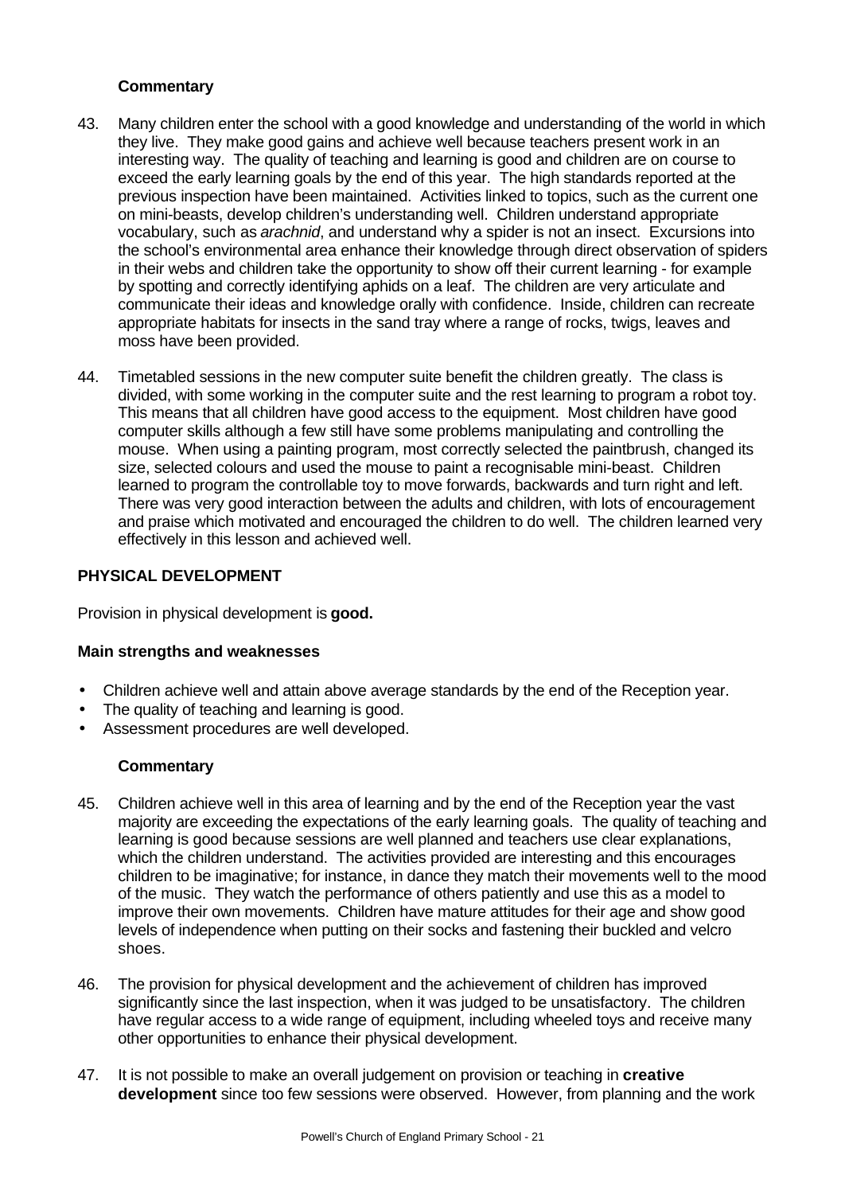### Commentary

43. Many children enter the school with a good knowledge and understanding of the world in which they live. They make good gains and achieve well because teachers present work in an interesting way. The quality of teaching and learning is good and children are on course to exceed the early learning goals by the end of this year. The high standards reported at the previous inspection have been maintained. Activities linked to topics, such as the current one on mini-beasts, develop children's understanding well. Children understand appropriate vocabulary, such as *arachnid*, and understand why a spider is not an insect. Excursions into the school's environmental area enhance their knowledge through direct observation of spiders in their webs and children take the opportunity to show off their current learning - for example by spotting and correctly identifying aphids on a leaf. The children are very articulate and communicate their ideas and knowledge orally with confidence. Inside, children can recreate appropriate habitats for insects in the sand tray where a range of rocks, twigs, leaves and moss have been provided.

44. Timetabled sessions in the new computer suite benefit the children greatly. The class is divided, with some working in the computer suite and the rest learning to program a robot toy. This means that all children have good access to the equipment. Most children have good computer skills although a few still have some problems manipulating and controlling the mouse. When using a painting program, most correctly selected the paintbrush, changed its size, selected colours and used the mouse to paint a recognisable mini-beast. Children learned to program the controllable toy to move forwards, backwards and turn right and left. There was very good interaction between the adults and children, with lots of encouragement and praise which motivated and encouraged the children to do well. The children learned very effectively in this lesson and achieved well.

## PHYSICAL DEVELOPMENT

Provision in physical development is **good.**

### Main strengths and weaknesses

- Children achieve well and attain above average standards by the end of the Reception year.
- The quality of teaching and learning is good.
- Assessment procedures are well developed.

### Commentary

45. Children achieve well in this area of learning and by the end of the Reception year the vast majority are exceeding the expectations of the early learning goals. The quality of teaching and learning is good because sessions are well planned and teachers use clear explanations, which the children understand. The activities provided are interesting and this encourages children to be imaginative; for instance, in dance they match their movements well to the mood of the music. They watch the performance of others patiently and use this as a model to improve their own movements. Children have mature attitudes for their age and show good levels of independence when putting on their socks and fastening their buckled and velcro shoes.

46. The provision for physical development and the achievement of children has improved significantly since the last inspection, when it was judged to be unsatisfactory. The children have regular access to a wide range of equipment, including wheeled toys and receive many other opportunities to enhance their physical development.

47. It is not possible to make an overall judgement on provision or teaching in **creative development** since too few sessions were observed. However, from planning and the work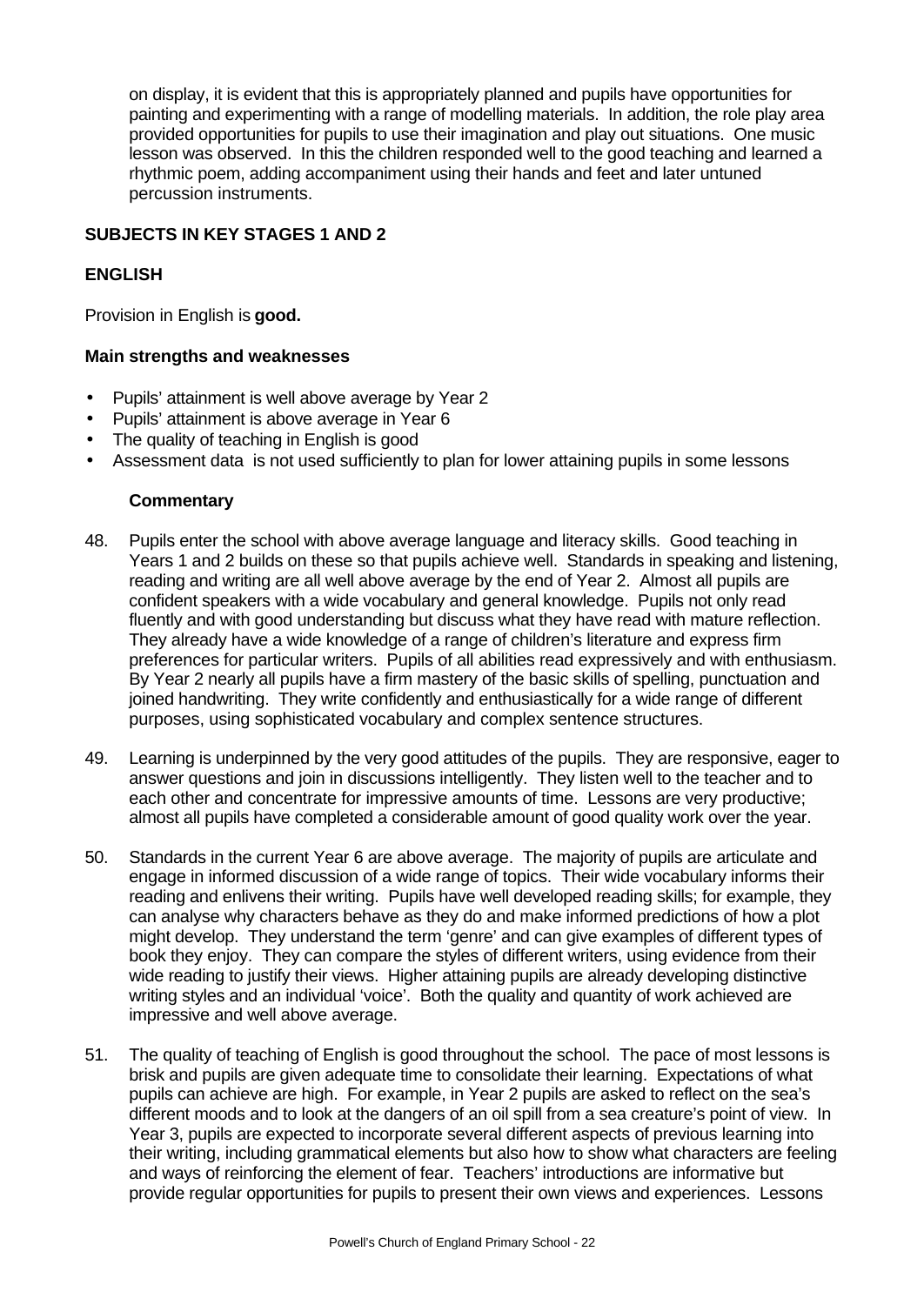on display, it is evident that this is appropriately planned and pupils have opportunities for painting and experimenting with a range of modelling materials. In addition, the role play area provided opportunities for pupils to use their imagination and play out situations. One music lesson was observed. In this the children responded well to the good teaching and learned a rhythmic poem, adding accompaniment using their hands and feet and later untuned percussion instruments.

## SUBJECTS IN KEY STAGES 1 AND 2

### ENGLISH

Provision in English is **good.**

**Main strengths and weaknesses**

- Pupils' attainment is well above average by Year 2
- Pupils' attainment is above average in Year 6
- The quality of teaching in English is good
- Assessment data is not used sufficiently to plan for lower attaining pupils in some lessons

**Commentary**

48. Pupils enter the school with above average language and literacy skills. Good teaching in Years 1 and 2 builds on these so that pupils achieve well. Standards in speaking and listening, reading and writing are all well above average by the end of Year 2. Almost all pupils are confident speakers with a wide vocabulary and general knowledge. Pupils not only read fluently and with good understanding but discuss what they have read with mature reflection. They already have a wide knowledge of a range of children's literature and express firm preferences for particular writers. Pupils of all abilities read expressively and with enthusiasm. By Year 2 nearly all pupils have a firm mastery of the basic skills of spelling, punctuation and joined handwriting. They write confidently and enthusiastically for a wide range of different purposes, using sophisticated vocabulary and complex sentence structures.

49. Learning is underpinned by the very good attitudes of the pupils. They are responsive, eager to answer questions and join in discussions intelligently. They listen well to the teacher and to each other and concentrate for impressive amounts of time. Lessons are very productive; almost all pupils have completed a considerable amount of good quality work over the year.

50. Standards in the current Year 6 are above average. The majority of pupils are articulate and engage in informed discussion of a wide range of topics. Their wide vocabulary informs their reading and enlivens their writing. Pupils have well developed reading skills; for example, they can analyse why characters behave as they do and make informed predictions of how a plot might develop. They understand the term 'genre' and can give examples of different types of book they enjoy. They can compare the styles of different writers, using evidence from their wide reading to justify their views. Higher attaining pupils are already developing distinctive writing styles and an individual 'voice'. Both the quality and quantity of work achieved are impressive and well above average.

51. The quality of teaching of English is good throughout the school. The pace of most lessons is brisk and pupils are given adequate time to consolidate their learning. Expectations of what pupils can achieve are high. For example, in Year 2 pupils are asked to reflect on the sea's different moods and to look at the dangers of an oil spill from a sea creature's point of view. In Year 3, pupils are expected to incorporate several different aspects of previous learning into their writing, including grammatical elements but also how to show what characters are feeling and ways of reinforcing the element of fear. Teachers' introductions are informative but provide regular opportunities for pupils to present their own views and experiences. Lessons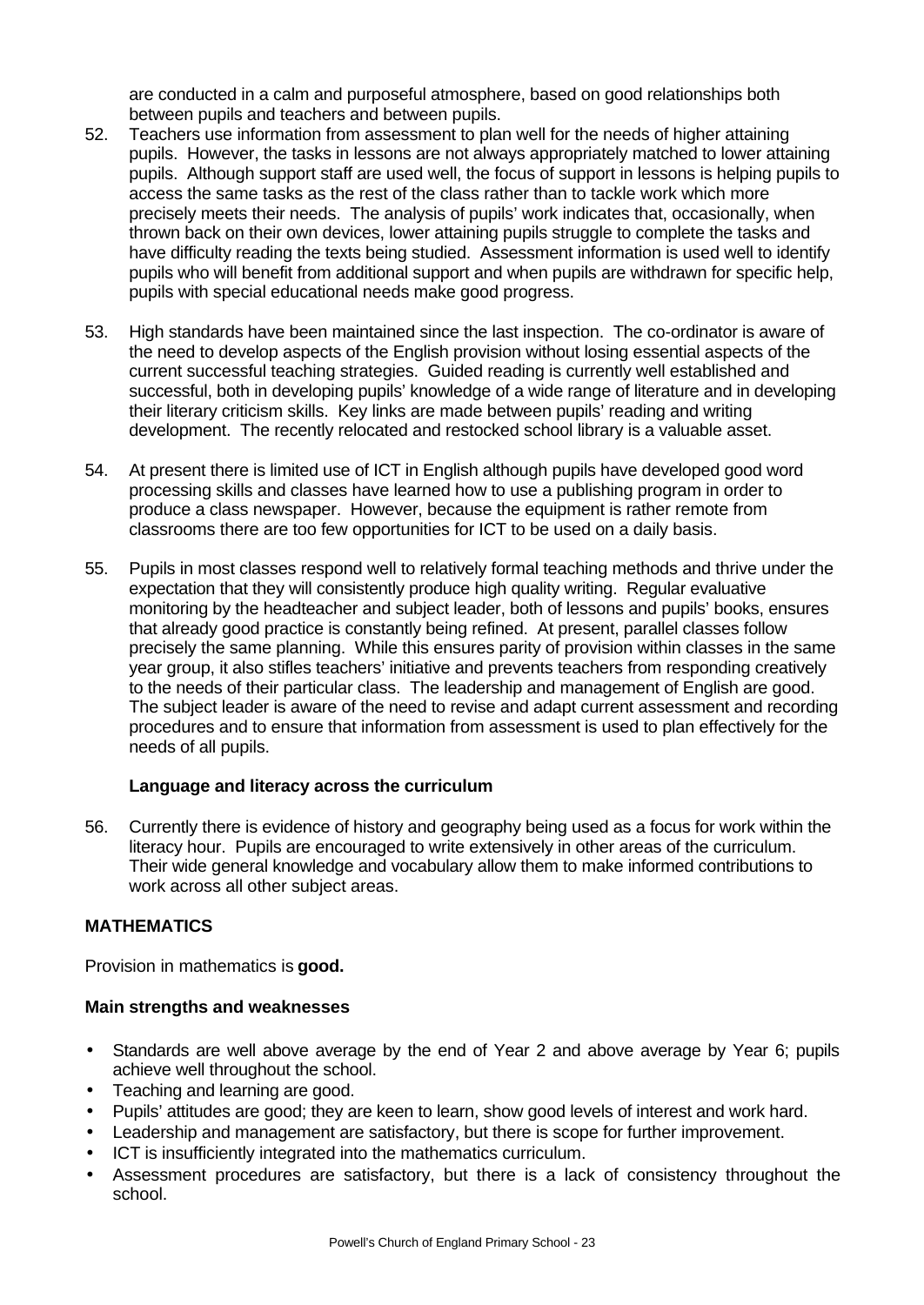are conducted in a calm and purposeful atmosphere, based on good relationships both between pupils and teachers and between pupils.

52. Teachers use information from assessment to plan well for the needs of higher attaining pupils. However, the tasks in lessons are not always appropriately matched to lower attaining pupils. Although support staff are used well, the focus of support in lessons is helping pupils to access the same tasks as the rest of the class rather than to tackle work which more precisely meets their needs. The analysis of pupils' work indicates that, occasionally, when thrown back on their own devices, lower attaining pupils struggle to complete the tasks and have difficulty reading the texts being studied. Assessment information is used well to identify pupils who will benefit from additional support and when pupils are withdrawn for specific help, pupils with special educational needs make good progress.

53. High standards have been maintained since the last inspection. The co-ordinator is aware of the need to develop aspects of the English provision without losing essential aspects of the current successful teaching strategies. Guided reading is currently well established and successful, both in developing pupils' knowledge of a wide range of literature and in developing their literary criticism skills. Key links are made between pupils' reading and writing development. The recently relocated and restocked school library is a valuable asset.

54. At present there is limited use of ICT in English although pupils have developed good word processing skills and classes have learned how to use a publishing program in order to produce a class newspaper. However, because the equipment is rather remote from classrooms there are too few opportunities for ICT to be used on a daily basis.

55. Pupils in most classes respond well to relatively formal teaching methods and thrive under the expectation that they will consistently produce high quality writing. Regular evaluative monitoring by the headteacher and subject leader, both of lessons and pupils' books, ensures that already good practice is constantly being refined. At present, parallel classes follow precisely the same planning. While this ensures parity of provision within classes in the same year group, it also stifles teachers' initiative and prevents teachers from responding creatively to the needs of their particular class. The leadership and management of English are good. The subject leader is aware of the need to revise and adapt current assessment and recording procedures and to ensure that information from assessment is used to plan effectively for the needs of all pupils.

### Language and literacy across the curriculum

56. Currently there is evidence of history and geography being used as a focus for work within the literacy hour. Pupils are encouraged to write extensively in other areas of the curriculum. Their wide general knowledge and vocabulary allow them to make informed contributions to work across all other subject areas.

## MATHEMATICS

Provision in mathematics is **good.**

### Main strengths and weaknesses

- Standards are well above average by the end of Year 2 and above average by Year 6; pupils achieve well throughout the school.
- Teaching and learning are good.
- Pupils' attitudes are good; they are keen to learn, show good levels of interest and work hard.
- Leadership and management are satisfactory, but there is scope for further improvement.
- ICT is insufficiently integrated into the mathematics curriculum.
- Assessment procedures are satisfactory, but there is a lack of consistency throughout the school.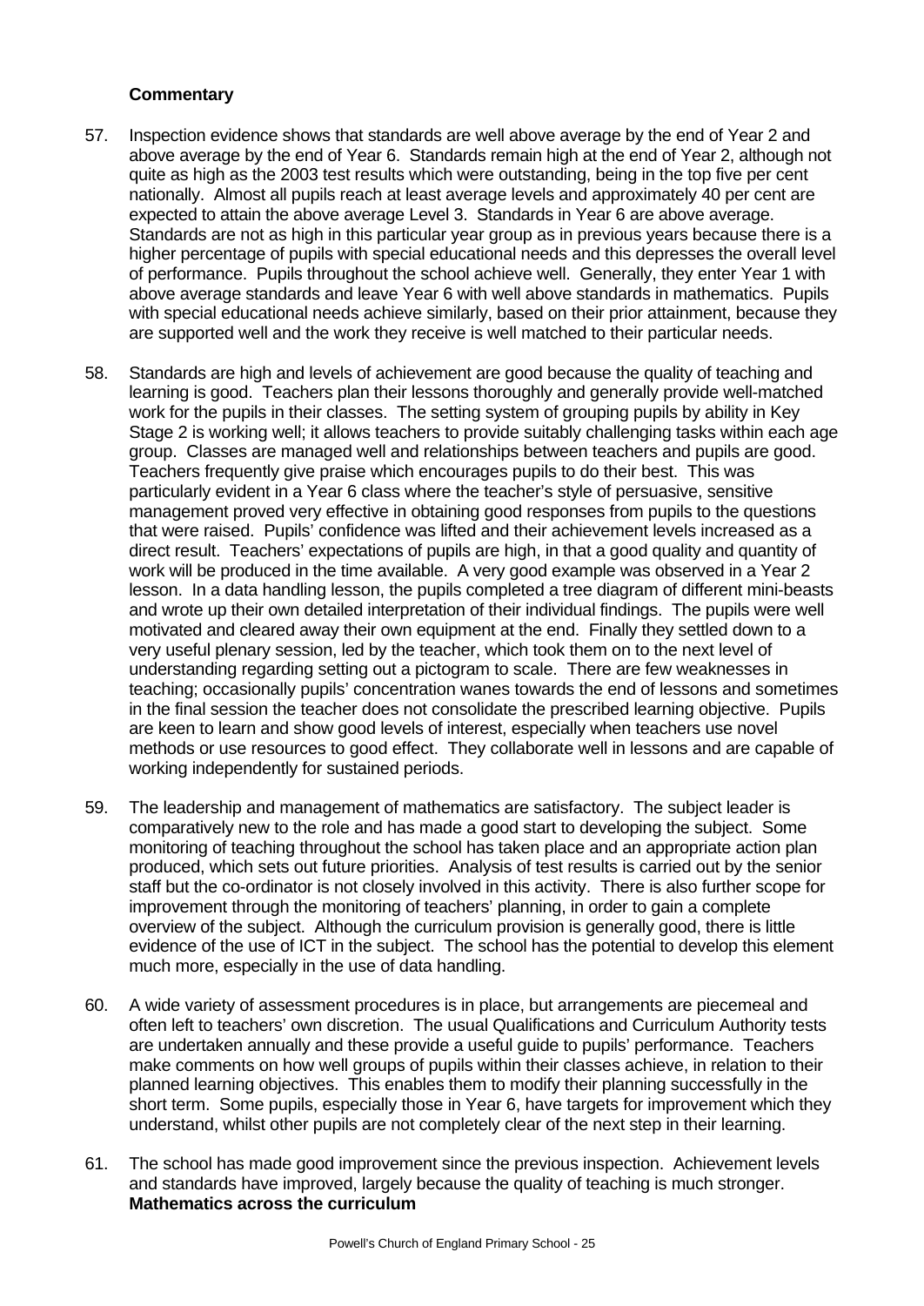**Commentary**

57. Inspection evidence shows that standards are well above average by the end of Year 2 and above average by the end of Year 6. Standards remain high at the end of Year 2, although not quite as high as the 2003 test results which were outstanding, being in the top five per cent nationally. Almost all pupils reach at least average levels and approximately 40 per cent are expected to attain the above average Level 3. Standards in Year 6 are above average. Standards are not as high in this particular year group as in previous years because there is a higher percentage of pupils with special educational needs and this depresses the overall level of performance. Pupils throughout the school achieve well. Generally, they enter Year 1 with above average standards and leave Year 6 with well above standards in mathematics. Pupils with special educational needs achieve similarly, based on their prior attainment, because they are supported well and the work they receive is well matched to their particular needs.

58. Standards are high and levels of achievement are good because the quality of teaching and learning is good. Teachers plan their lessons thoroughly and generally provide well-matched work for the pupils in their classes. The setting system of grouping pupils by ability in Key Stage 2 is working well; it allows teachers to provide suitably challenging tasks within each age group. Classes are managed well and relationships between teachers and pupils are good. Teachers frequently give praise which encourages pupils to do their best. This was particularly evident in a Year 6 class where the teacher's style of persuasive, sensitive management proved very effective in obtaining good responses from pupils to the questions that were raised. Pupils' confidence was lifted and their achievement levels increased as a direct result. Teachers' expectations of pupils are high, in that a good quality and quantity of work will be produced in the time available. A very good example was observed in a Year 2 lesson. In a data handling lesson, the pupils completed a tree diagram of different mini-beasts and wrote up their own detailed interpretation of their individual findings. The pupils were well motivated and cleared away their own equipment at the end. Finally they settled down to a very useful plenary session, led by the teacher, which took them on to the next level of understanding regarding setting out a pictogram to scale. There are few weaknesses in teaching; occasionally pupils' concentration wanes towards the end of lessons and sometimes in the final session the teacher does not consolidate the prescribed learning objective. Pupils are keen to learn and show good levels of interest, especially when teachers use novel methods or use resources to good effect. They collaborate well in lessons and are capable of working independently for sustained periods.

59. The leadership and management of mathematics are satisfactory. The subject leader is comparatively new to the role and has made a good start to developing the subject. Some monitoring of teaching throughout the school has taken place and an appropriate action plan produced, which sets out future priorities. Analysis of test results is carried out by the senior staff but the co-ordinator is not closely involved in this activity. There is also further scope for improvement through the monitoring of teachers' planning, in order to gain a complete overview of the subject. Although the curriculum provision is generally good, there is little evidence of the use of ICT in the subject. The school has the potential to develop this element much more, especially in the use of data handling.

60. A wide variety of assessment procedures is in place, but arrangements are piecemeal and often left to teachers' own discretion. The usual Qualifications and Curriculum Authority tests are undertaken annually and these provide a useful guide to pupils' performance. Teachers make comments on how well groups of pupils within their classes achieve, in relation to their planned learning objectives. This enables them to modify their planning successfully in the short term. Some pupils, especially those in Year 6, have targets for improvement which they understand, whilst other pupils are not completely clear of the next step in their learning.

61. The school has made good improvement since the previous inspection. Achievement levels and standards have improved, largely because the quality of teaching is much stronger.

**Mathematics across the curriculum**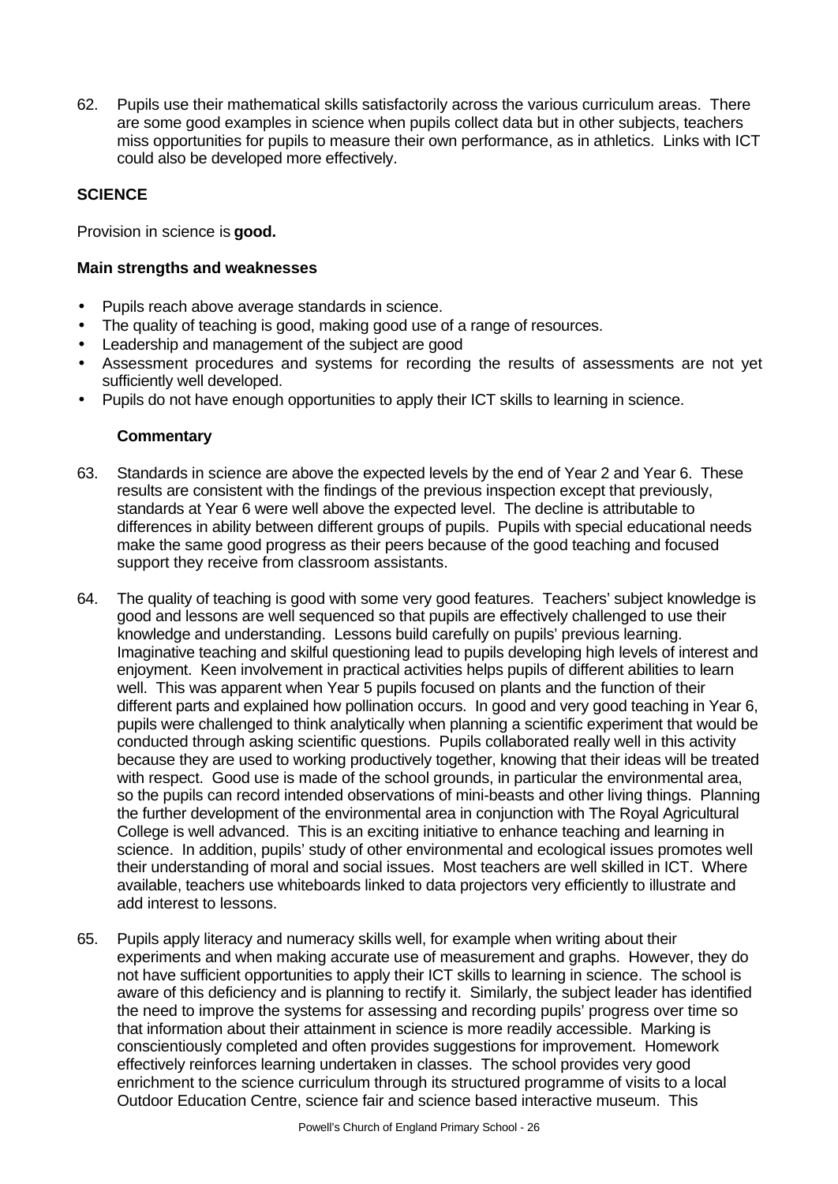62. Pupils use their mathematical skills satisfactorily across the various curriculum areas. There are some good examples in science when pupils collect data but in other subjects, teachers miss opportunities for pupils to measure their own performance, as in athletics. Links with ICT could also be developed more effectively.

## SCIENCE

Provision in science is **good.**

### Main strengths and weaknesses

- Pupils reach above average standards in science.
- The quality of teaching is good, making good use of a range of resources.
- Leadership and management of the subject are good
- Assessment procedures and systems for recording the results of assessments are not yet sufficiently well developed.
- Pupils do not have enough opportunities to apply their ICT skills to learning in science.

#### Commentary

63. Standards in science are above the expected levels by the end of Year 2 and Year 6. These results are consistent with the findings of the previous inspection except that previously, standards at Year 6 were well above the expected level. The decline is attributable to differences in ability between different groups of pupils. Pupils with special educational needs make the same good progress as their peers because of the good teaching and focused support they receive from classroom assistants.

64. The quality of teaching is good with some very good features. Teachers' subject knowledge is good and lessons are well sequenced so that pupils are effectively challenged to use their knowledge and understanding. Lessons build carefully on pupils' previous learning. Imaginative teaching and skilful questioning lead to pupils developing high levels of interest and enjoyment. Keen involvement in practical activities helps pupils of different abilities to learn well. This was apparent when Year 5 pupils focused on plants and the function of their different parts and explained how pollination occurs. In good and very good teaching in Year 6, pupils were challenged to think analytically when planning a scientific experiment that would be conducted through asking scientific questions. Pupils collaborated really well in this activity because they are used to working productively together, knowing that their ideas will be treated with respect. Good use is made of the school grounds, in particular the environmental area, so the pupils can record intended observations of mini-beasts and other living things. Planning the further development of the environmental area in conjunction with The Royal Agricultural College is well advanced. This is an exciting initiative to enhance teaching and learning in science. In addition, pupils' study of other environmental and ecological issues promotes well their understanding of moral and social issues. Most teachers are well skilled in ICT. Where available, teachers use whiteboards linked to data projectors very efficiently to illustrate and add interest to lessons.

65. Pupils apply literacy and numeracy skills well, for example when writing about their experiments and when making accurate use of measurement and graphs. However, they do not have sufficient opportunities to apply their ICT skills to learning in science. The school is aware of this deficiency and is planning to rectify it. Similarly, the subject leader has identified the need to improve the systems for assessing and recording pupils' progress over time so that information about their attainment in science is more readily accessible. Marking is conscientiously completed and often provides suggestions for improvement. Homework effectively reinforces learning undertaken in classes. The school provides very good enrichment to the science curriculum through its structured programme of visits to a local Outdoor Education Centre, science fair and science based interactive museum. This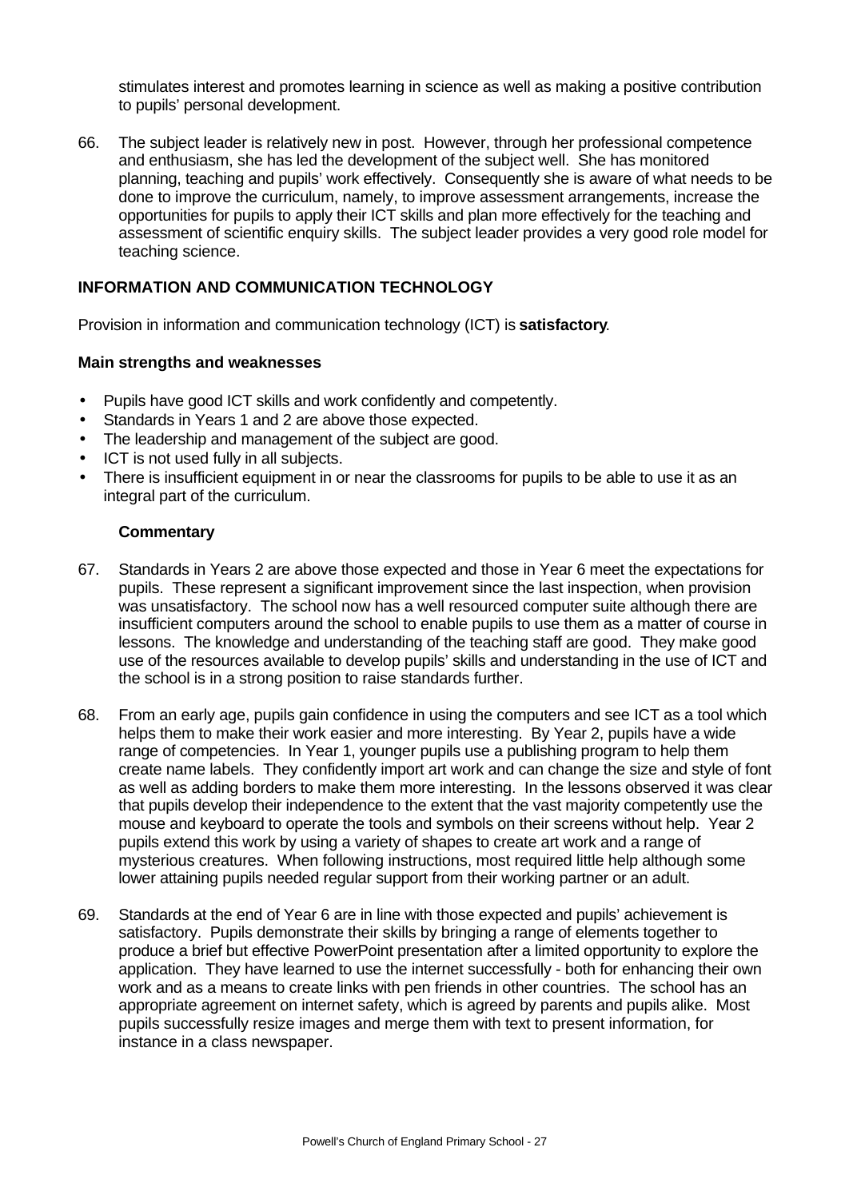stimulates interest and promotes learning in science as well as making a positive contribution to pupils' personal development.

66. The subject leader is relatively new in post. However, through her professional competence and enthusiasm, she has led the development of the subject well. She has monitored planning, teaching and pupils' work effectively. Consequently she is aware of what needs to be done to improve the curriculum, namely, to improve assessment arrangements, increase the opportunities for pupils to apply their ICT skills and plan more effectively for the teaching and assessment of scientific enquiry skills. The subject leader provides a very good role model for teaching science.

## INFORMATION AND COMMUNICATION TECHNOLOGY

Provision in information and communication technology (ICT) is **satisfactory**.

### Main strengths and weaknesses

- Pupils have good ICT skills and work confidently and competently.
- Standards in Years 1 and 2 are above those expected.
- The leadership and management of the subject are good.
- ICT is not used fully in all subjects.
- There is insufficient equipment in or near the classrooms for pupils to be able to use it as an integral part of the curriculum.

#### Commentary

67. Standards in Years 2 are above those expected and those in Year 6 meet the expectations for pupils. These represent a significant improvement since the last inspection, when provision was unsatisfactory. The school now has a well resourced computer suite although there are insufficient computers around the school to enable pupils to use them as a matter of course in lessons. The knowledge and understanding of the teaching staff are good. They make good use of the resources available to develop pupils' skills and understanding in the use of ICT and the school is in a strong position to raise standards further.

68. From an early age, pupils gain confidence in using the computers and see ICT as a tool which helps them to make their work easier and more interesting. By Year 2, pupils have a wide range of competencies. In Year 1, younger pupils use a publishing program to help them create name labels. They confidently import art work and can change the size and style of font as well as adding borders to make them more interesting. In the lessons observed it was clear that pupils develop their independence to the extent that the vast majority competently use the mouse and keyboard to operate the tools and symbols on their screens without help. Year 2 pupils extend this work by using a variety of shapes to create art work and a range of mysterious creatures. When following instructions, most required little help although some lower attaining pupils needed regular support from their working partner or an adult.

69. Standards at the end of Year 6 are in line with those expected and pupils' achievement is satisfactory. Pupils demonstrate their skills by bringing a range of elements together to produce a brief but effective PowerPoint presentation after a limited opportunity to explore the application. They have learned to use the internet successfully - both for enhancing their own work and as a means to create links with pen friends in other countries. The school has an appropriate agreement on internet safety, which is agreed by parents and pupils alike. Most pupils successfully resize images and merge them with text to present information, for instance in a class newspaper.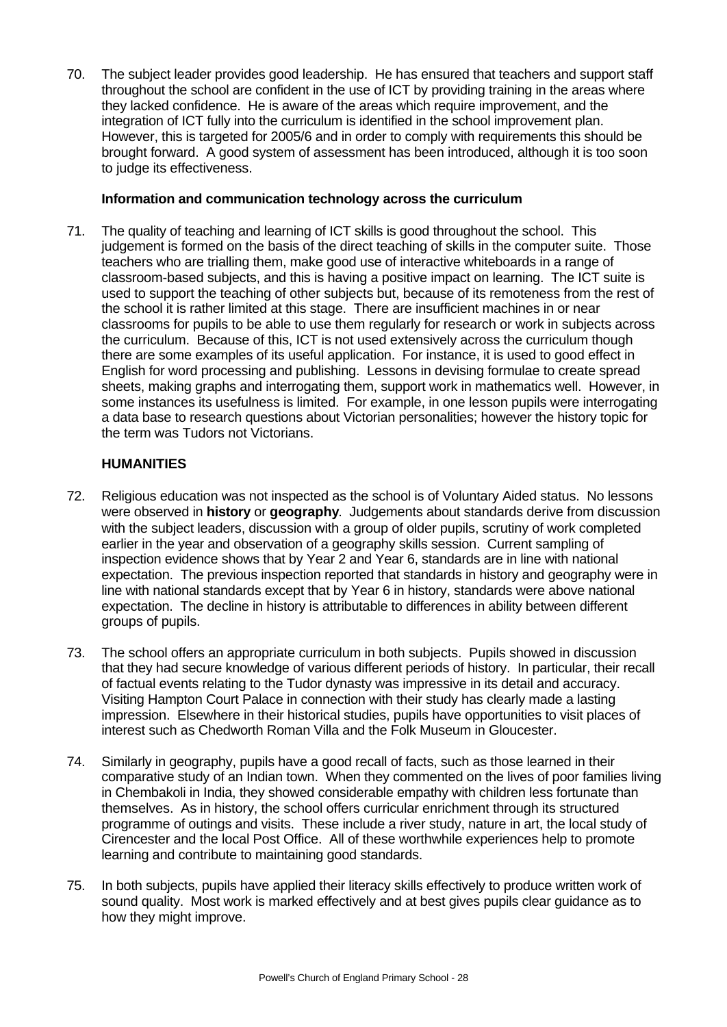70. The subject leader provides good leadership. He has ensured that teachers and support staff throughout the school are confident in the use of ICT by providing training in the areas where they lacked confidence. He is aware of the areas which require improvement, and the integration of ICT fully into the curriculum is identified in the school improvement plan. However, this is targeted for 2005/6 and in order to comply with requirements this should be brought forward. A good system of assessment has been introduced, although it is too soon to judge its effectiveness.

### Information and communication technology across the curriculum

71. The quality of teaching and learning of ICT skills is good throughout the school. This judgement is formed on the basis of the direct teaching of skills in the computer suite. Those teachers who are trialling them, make good use of interactive whiteboards in a range of classroom-based subjects, and this is having a positive impact on learning. The ICT suite is used to support the teaching of other subjects but, because of its remoteness from the rest of the school it is rather limited at this stage. There are insufficient machines in or near classrooms for pupils to be able to use them regularly for research or work in subjects across the curriculum. Because of this, ICT is not used extensively across the curriculum though there are some examples of its useful application. For instance, it is used to good effect in English for word processing and publishing. Lessons in devising formulae to create spread sheets, making graphs and interrogating them, support work in mathematics well. However, in some instances its usefulness is limited. For example, in one lesson pupils were interrogating a data base to research questions about Victorian personalities; however the history topic for the term was Tudors not Victorians.

## HUMANITIES

72. Religious education was not inspected as the school is of Voluntary Aided status. No lessons were observed in **history** or **geography**. Judgements about standards derive from discussion with the subject leaders, discussion with a group of older pupils, scrutiny of work completed earlier in the year and observation of a geography skills session. Current sampling of inspection evidence shows that by Year 2 and Year 6, standards are in line with national expectation. The previous inspection reported that standards in history and geography were in line with national standards except that by Year 6 in history, standards were above national expectation. The decline in history is attributable to differences in ability between different groups of pupils.

73. The school offers an appropriate curriculum in both subjects. Pupils showed in discussion that they had secure knowledge of various different periods of history. In particular, their recall of factual events relating to the Tudor dynasty was impressive in its detail and accuracy. Visiting Hampton Court Palace in connection with their study has clearly made a lasting impression. Elsewhere in their historical studies, pupils have opportunities to visit places of interest such as Chedworth Roman Villa and the Folk Museum in Gloucester.

74. Similarly in geography, pupils have a good recall of facts, such as those learned in their comparative study of an Indian town. When they commented on the lives of poor families living in Chembakoli in India, they showed considerable empathy with children less fortunate than themselves. As in history, the school offers curricular enrichment through its structured programme of outings and visits. These include a river study, nature in art, the local study of Cirencester and the local Post Office. All of these worthwhile experiences help to promote learning and contribute to maintaining good standards.

75. In both subjects, pupils have applied their literacy skills effectively to produce written work of sound quality. Most work is marked effectively and at best gives pupils clear guidance as to how they might improve.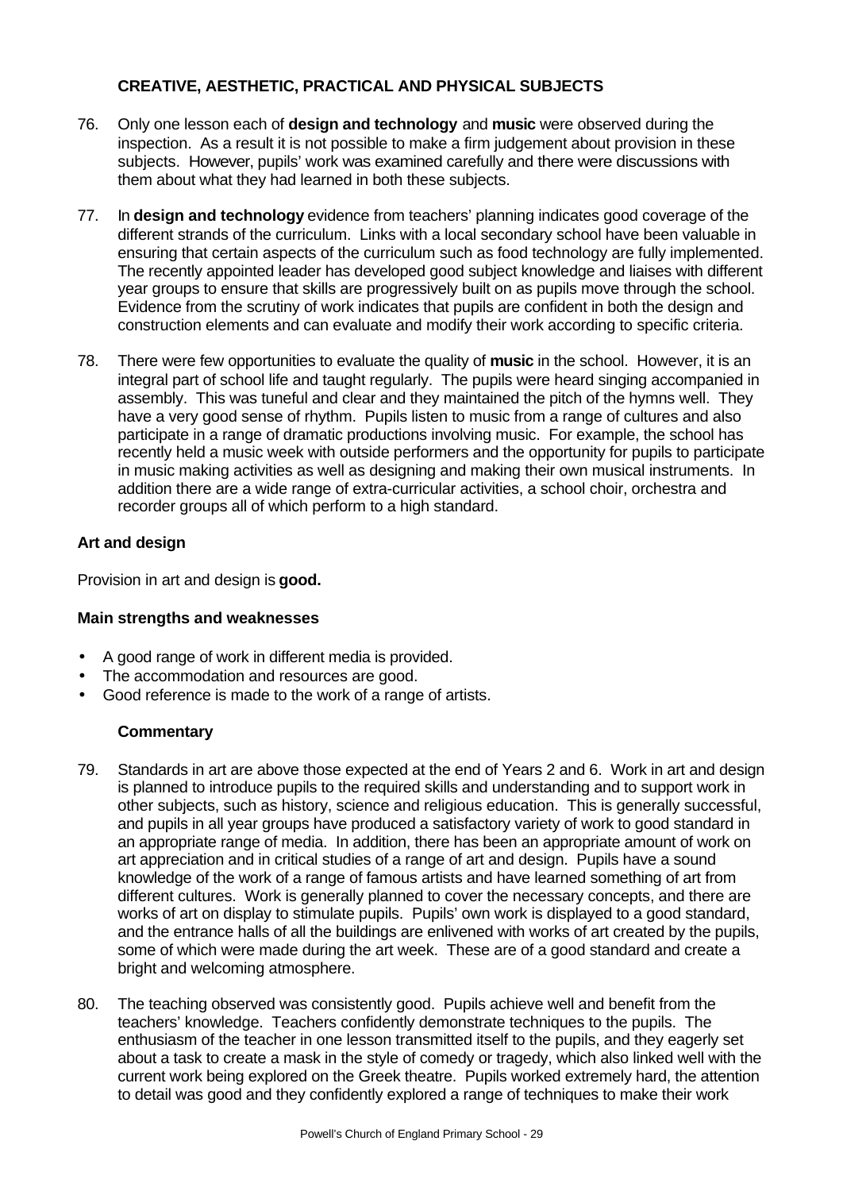### CREATIVE, AESTHETIC, PRACTICAL AND PHYSICAL SUBJECTS

76. Only one lesson each of **design and technology** and **music** were observed during the inspection. As a result it is not possible to make a firm judgement about provision in these subjects. However, pupils' work was examined carefully and there were discussions with them about what they had learned in both these subjects.

77. In **design and technology** evidence from teachers' planning indicates good coverage of the different strands of the curriculum. Links with a local secondary school have been valuable in ensuring that certain aspects of the curriculum such as food technology are fully implemented. The recently appointed leader has developed good subject knowledge and liaises with different year groups to ensure that skills are progressively built on as pupils move through the school. Evidence from the scrutiny of work indicates that pupils are confident in both the design and construction elements and can evaluate and modify their work according to specific criteria.

78. There were few opportunities to evaluate the quality of **music** in the school. However, it is an integral part of school life and taught regularly. The pupils were heard singing accompanied in assembly. This was tuneful and clear and they maintained the pitch of the hymns well. They have a very good sense of rhythm. Pupils listen to music from a range of cultures and also participate in a range of dramatic productions involving music. For example, the school has recently held a music week with outside performers and the opportunity for pupils to participate in music making activities as well as designing and making their own musical instruments. In addition there are a wide range of extra-curricular activities, a school choir, orchestra and recorder groups all of which perform to a high standard.

#### Art and design

Provision in art and design is **good.**

#### Main strengths and weaknesses

- A good range of work in different media is provided.
- The accommodation and resources are good.
- Good reference is made to the work of a range of artists.

#### Commentary

79. Standards in art are above those expected at the end of Years 2 and 6. Work in art and design is planned to introduce pupils to the required skills and understanding and to support work in other subjects, such as history, science and religious education. This is generally successful, and pupils in all year groups have produced a satisfactory variety of work to good standard in an appropriate range of media. In addition, there has been an appropriate amount of work on art appreciation and in critical studies of a range of art and design. Pupils have a sound knowledge of the work of a range of famous artists and have learned something of art from different cultures. Work is generally planned to cover the necessary concepts, and there are works of art on display to stimulate pupils. Pupils' own work is displayed to a good standard, and the entrance halls of all the buildings are enlivened with works of art created by the pupils, some of which were made during the art week. These are of a good standard and create a bright and welcoming atmosphere.

80. The teaching observed was consistently good. Pupils achieve well and benefit from the teachers' knowledge. Teachers confidently demonstrate techniques to the pupils. The enthusiasm of the teacher in one lesson transmitted itself to the pupils, and they eagerly set about a task to create a mask in the style of comedy or tragedy, which also linked well with the current work being explored on the Greek theatre. Pupils worked extremely hard, the attention to detail was good and they confidently explored a range of techniques to make their work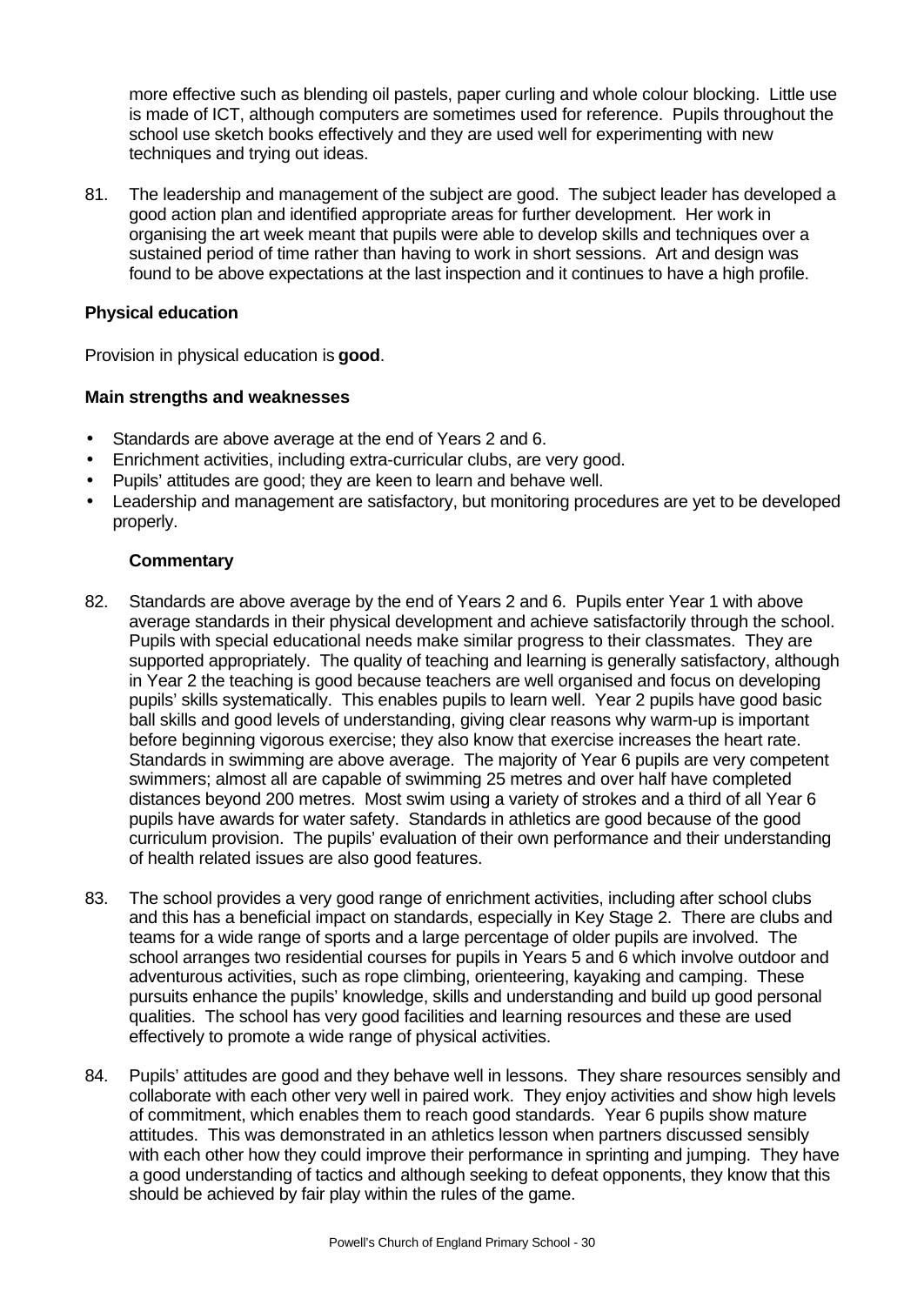more effective such as blending oil pastels, paper curling and whole colour blocking. Little use is made of ICT, although computers are sometimes used for reference. Pupils throughout the school use sketch books effectively and they are used well for experimenting with new techniques and trying out ideas.

81. The leadership and management of the subject are good. The subject leader has developed a good action plan and identified appropriate areas for further development. Her work in organising the art week meant that pupils were able to develop skills and techniques over a sustained period of time rather than having to work in short sessions. Art and design was found to be above expectations at the last inspection and it continues to have a high profile.

**Physical education**

Provision in physical education is **good**.

**Main strengths and weaknesses**

- Standards are above average at the end of Years 2 and 6.
- Enrichment activities, including extra-curricular clubs, are very good.
- Pupils' attitudes are good; they are keen to learn and behave well.
- Leadership and management are satisfactory, but monitoring procedures are yet to be developed properly.

**Commentary**

82. Standards are above average by the end of Years 2 and 6. Pupils enter Year 1 with above average standards in their physical development and achieve satisfactorily through the school. Pupils with special educational needs make similar progress to their classmates. They are supported appropriately. The quality of teaching and learning is generally satisfactory, although in Year 2 the teaching is good because teachers are well organised and focus on developing pupils' skills systematically. This enables pupils to learn well. Year 2 pupils have good basic ball skills and good levels of understanding, giving clear reasons why warm-up is important before beginning vigorous exercise; they also know that exercise increases the heart rate. Standards in swimming are above average. The majority of Year 6 pupils are very competent swimmers; almost all are capable of swimming 25 metres and over half have completed distances beyond 200 metres. Most swim using a variety of strokes and a third of all Year 6 pupils have awards for water safety. Standards in athletics are good because of the good curriculum provision. The pupils' evaluation of their own performance and their understanding of health related issues are also good features.

83. The school provides a very good range of enrichment activities, including after school clubs and this has a beneficial impact on standards, especially in Key Stage 2. There are clubs and teams for a wide range of sports and a large percentage of older pupils are involved. The school arranges two residential courses for pupils in Years 5 and 6 which involve outdoor and adventurous activities, such as rope climbing, orienteering, kayaking and camping. These pursuits enhance the pupils' knowledge, skills and understanding and build up good personal qualities. The school has very good facilities and learning resources and these are used effectively to promote a wide range of physical activities.

84. Pupils' attitudes are good and they behave well in lessons. They share resources sensibly and collaborate with each other very well in paired work. They enjoy activities and show high levels of commitment, which enables them to reach good standards. Year 6 pupils show mature attitudes. This was demonstrated in an athletics lesson when partners discussed sensibly with each other how they could improve their performance in sprinting and jumping. They have a good understanding of tactics and although seeking to defeat opponents, they know that this should be achieved by fair play within the rules of the game.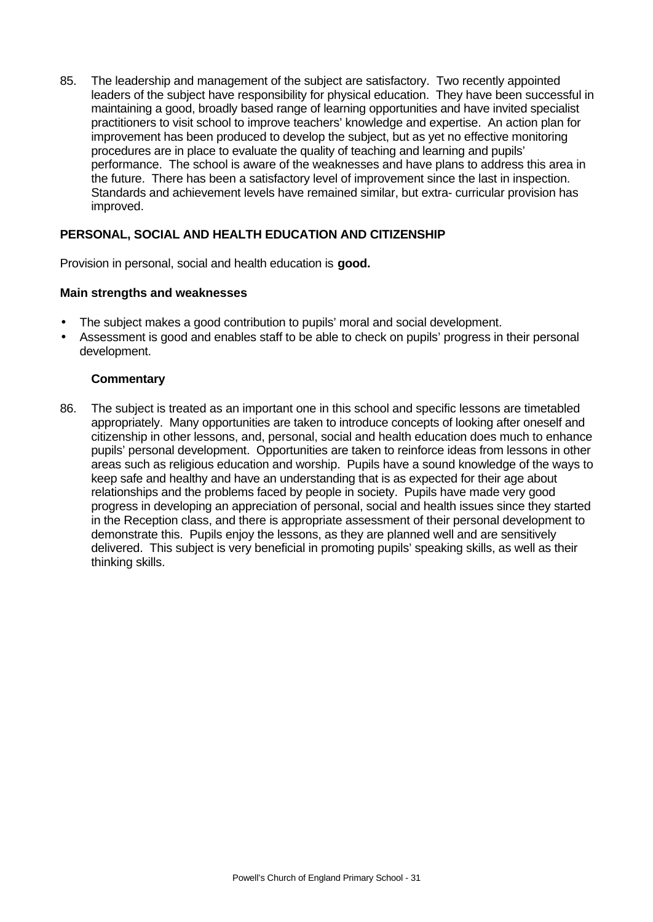85. The leadership and management of the subject are satisfactory. Two recently appointed leaders of the subject have responsibility for physical education. They have been successful in maintaining a good, broadly based range of learning opportunities and have invited specialist practitioners to visit school to improve teachers' knowledge and expertise. An action plan for improvement has been produced to develop the subject, but as yet no effective monitoring procedures are in place to evaluate the quality of teaching and learning and pupils' performance. The school is aware of the weaknesses and have plans to address this area in the future. There has been a satisfactory level of improvement since the last in inspection. Standards and achievement levels have remained similar, but extra- curricular provision has improved.

## PERSONAL, SOCIAL AND HEALTH EDUCATION AND CITIZENSHIP

Provision in personal, social and health education is **good.**

### Main strengths and weaknesses

- The subject makes a good contribution to pupils' moral and social development.
- Assessment is good and enables staff to be able to check on pupils' progress in their personal development.

#### Commentary

86. The subject is treated as an important one in this school and specific lessons are timetabled appropriately. Many opportunities are taken to introduce concepts of looking after oneself and citizenship in other lessons, and, personal, social and health education does much to enhance pupils' personal development. Opportunities are taken to reinforce ideas from lessons in other areas such as religious education and worship. Pupils have a sound knowledge of the ways to keep safe and healthy and have an understanding that is as expected for their age about relationships and the problems faced by people in society. Pupils have made very good progress in developing an appreciation of personal, social and health issues since they started in the Reception class, and there is appropriate assessment of their personal development to demonstrate this. Pupils enjoy the lessons, as they are planned well and are sensitively delivered. This subject is very beneficial in promoting pupils' speaking skills, as well as their thinking skills.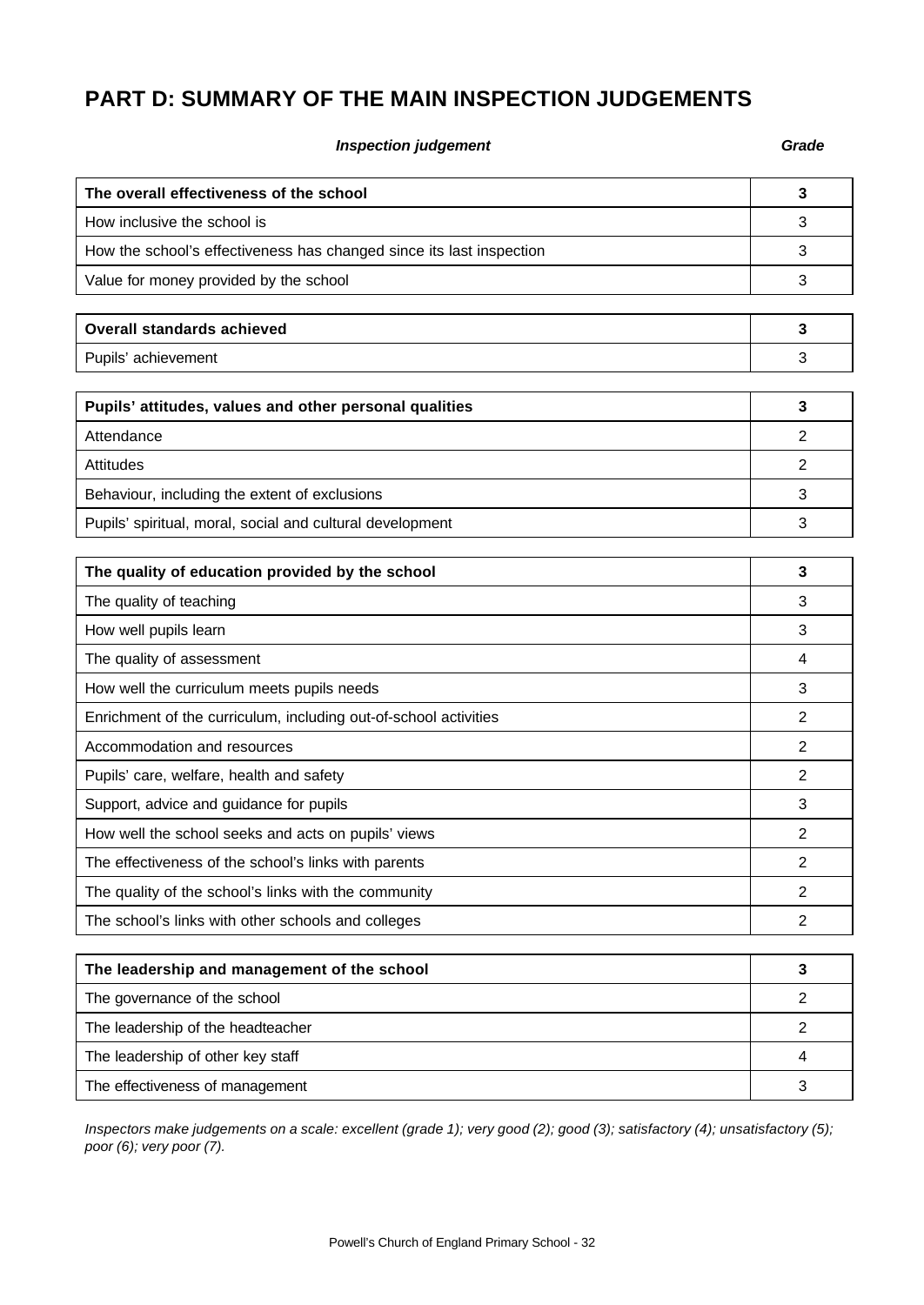# PART D: SUMMARY OF THE MAIN INSPECTION JUDGEMENTS

| *Inspection judgement* | *Grade* |
|---|---|
| **The overall effectiveness of the school** | **3** |
| How inclusive the school is | 3 |
| How the school's effectiveness has changed since its last inspection | 3 |
| Value for money provided by the school | 3 |

| | |
|---|---|
| **Overall standards achieved** | **3** |
| Pupils' achievement | 3 |

| | |
|---|---|
| **Pupils' attitudes, values and other personal qualities** | **3** |
| Attendance | 2 |
| Attitudes | 2 |
| Behaviour, including the extent of exclusions | 3 |
| Pupils' spiritual, moral, social and cultural development | 3 |

| | |
|---|---|
| **The quality of education provided by the school** | **3** |
| The quality of teaching | 3 |
| How well pupils learn | 3 |
| The quality of assessment | 4 |
| How well the curriculum meets pupils needs | 3 |
| Enrichment of the curriculum, including out-of-school activities | 2 |
| Accommodation and resources | 2 |
| Pupils' care, welfare, health and safety | 2 |
| Support, advice and guidance for pupils | 3 |
| How well the school seeks and acts on pupils' views | 2 |
| The effectiveness of the school's links with parents | 2 |
| The quality of the school's links with the community | 2 |
| The school's links with other schools and colleges | 2 |

| | |
|---|---|
| **The leadership and management of the school** | **3** |
| The governance of the school | 2 |
| The leadership of the headteacher | 2 |
| The leadership of other key staff | 4 |
| The effectiveness of management | 3 |

*Inspectors make judgements on a scale: excellent (grade 1); very good (2); good (3); satisfactory (4); unsatisfactory (5); poor (6); very poor (7).*